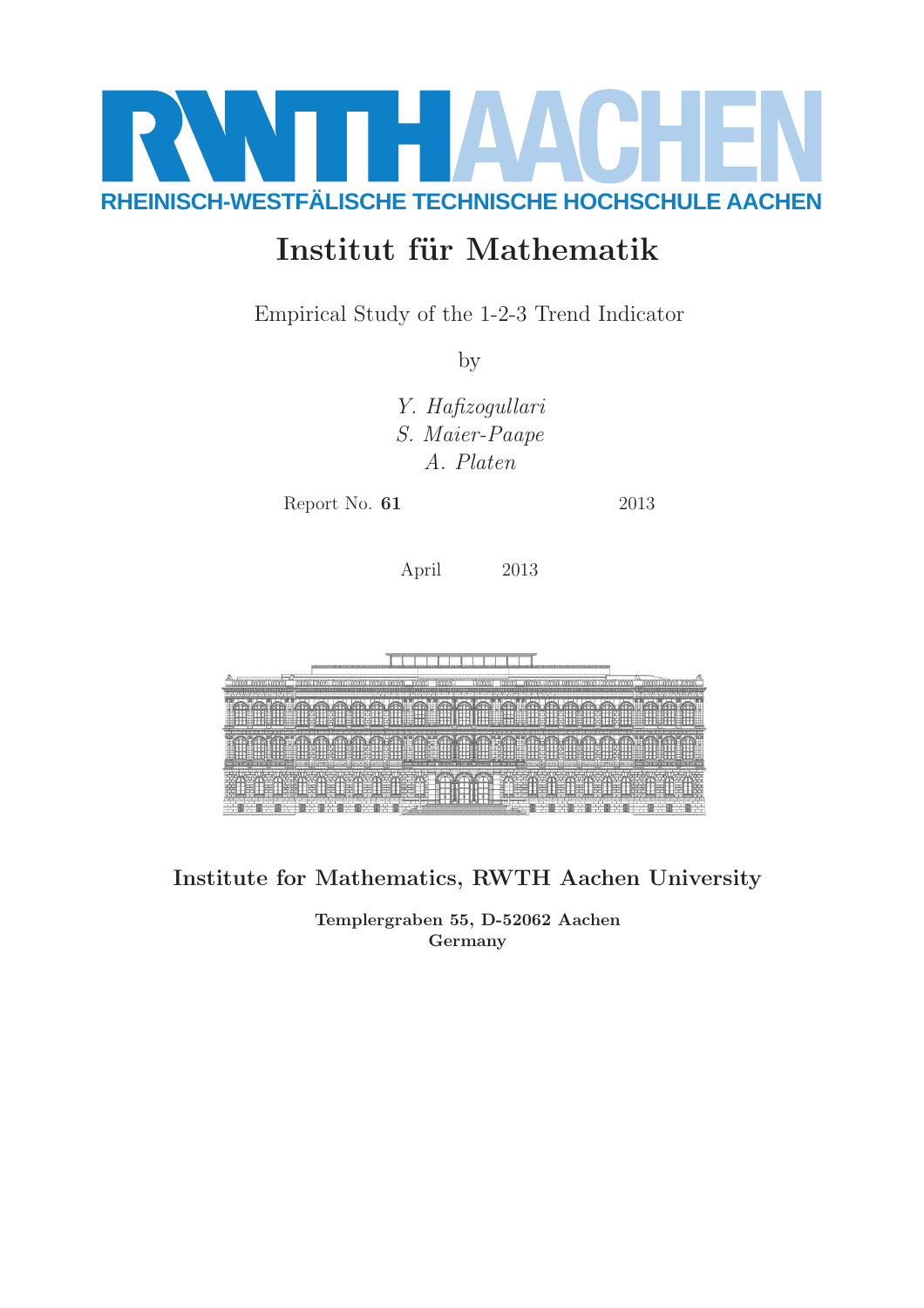RWTH AACHEN

RHEINISCH-WESTFÄLISCHE TECHNISCHE HOCHSCHULE AACHEN

# Institut für Mathematik

Empirical Study of the 1-2-3 Trend Indicator

by

*Y. Hafizogullari*
*S. Maier-Paape*
*A. Platen*

Report No. **61** 2013

April 2013

**Institute for Mathematics, RWTH Aachen University**

**Templergraben 55, D-52062 Aachen**
**Germany**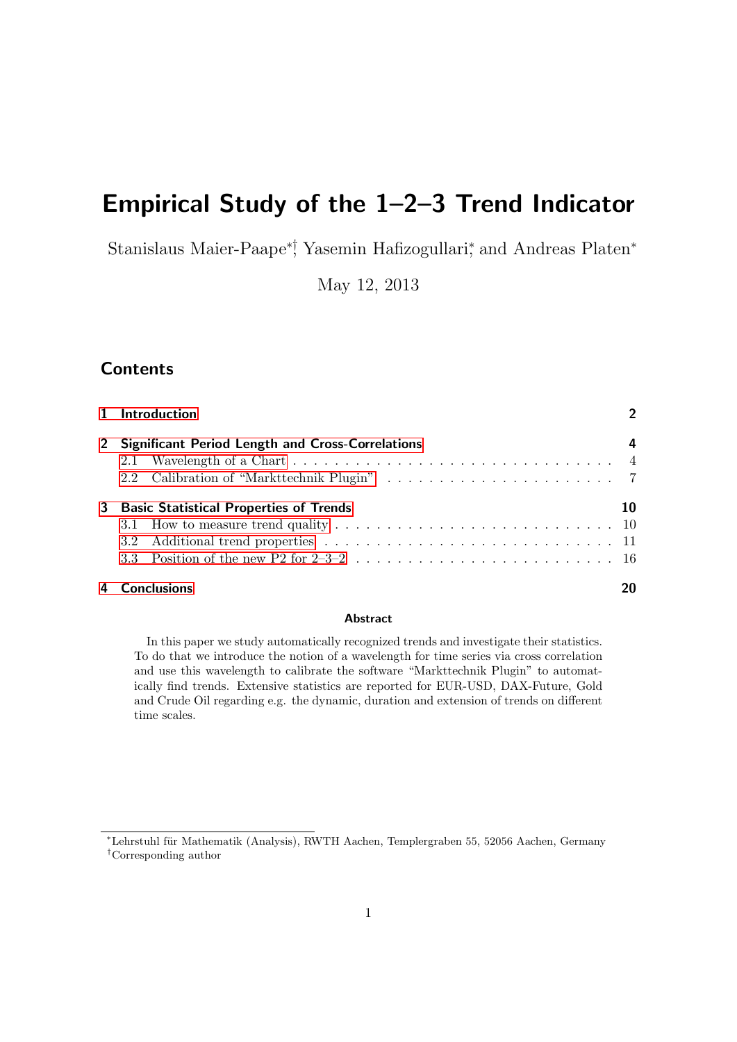# Empirical Study of the 1–2–3 Trend Indicator

Stanislaus Maier-Paape[*,†], Yasemin Hafizogullari[*], and Andreas Platen[*]

May 12, 2013

## Contents

| | | |
|---|---|---|
| **1** | **Introduction** | **2** |
| **2** | **Significant Period Length and Cross-Correlations** | **4** |
| 2.1 | Wavelength of a Chart | 4 |
| 2.2 | Calibration of "Markttechnik Plugin" | 7 |
| **3** | **Basic Statistical Properties of Trends** | **10** |
| 3.1 | How to measure trend quality | 10 |
| 3.2 | Additional trend properties | 11 |
| 3.3 | Position of the new P2 for 2–3–2 | 16 |
| **4** | **Conclusions** | **20** |

**Abstract**

In this paper we study automatically recognized trends and investigate their statistics. To do that we introduce the notion of a wavelength for time series via cross correlation and use this wavelength to calibrate the software "Markttechnik Plugin" to automatically find trends. Extensive statistics are reported for EUR-USD, DAX-Future, Gold and Crude Oil regarding e.g. the dynamic, duration and extension of trends on different time scales.

---

[*] Lehrstuhl für Mathematik (Analysis), RWTH Aachen, Templergraben 55, 52056 Aachen, Germany
[†] Corresponding author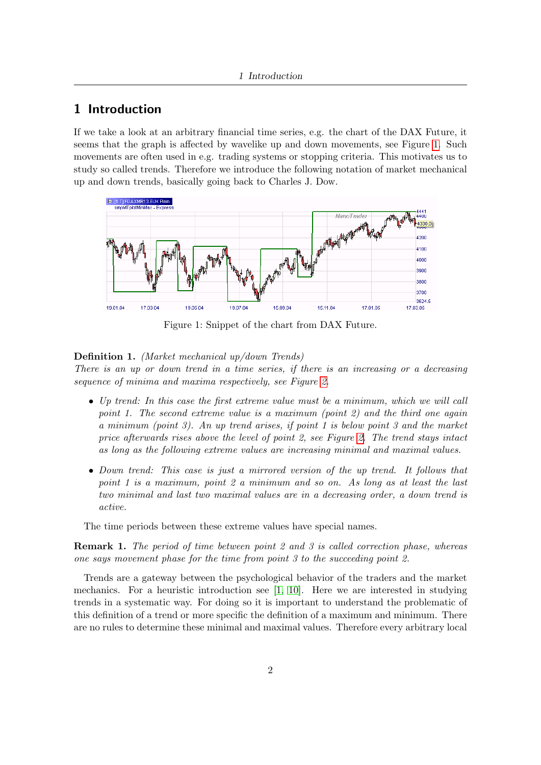# 1 Introduction

If we take a look at an arbitrary financial time series, e.g. the chart of the DAX Future, it seems that the graph is affected by wavelike up and down movements, see Figure 1. Such movements are often used in e.g. trading systems or stopping criteria. This motivates us to study so called trends. Therefore we introduce the following notation of market mechanical up and down trends, basically going back to Charles J. Dow.

Figure 1: Snippet of the chart from DAX Future.

**Definition 1.** *(Market mechanical up/down Trends)*
*There is an up or down trend in a time series, if there is an increasing or a decreasing sequence of minima and maxima respectively, see Figure 2.*

- *Up trend: In this case the first extreme value must be a minimum, which we will call point 1. The second extreme value is a maximum (point 2) and the third one again a minimum (point 3). An up trend arises, if point 1 is below point 3 and the market price afterwards rises above the level of point 2, see Figure 2. The trend stays intact as long as the following extreme values are increasing minimal and maximal values.*
- *Down trend: This case is just a mirrored version of the up trend. It follows that point 1 is a maximum, point 2 a minimum and so on. As long as at least the last two minimal and last two maximal values are in a decreasing order, a down trend is active.*

The time periods between these extreme values have special names.

**Remark 1.** *The period of time between point 2 and 3 is called correction phase, whereas one says movement phase for the time from point 3 to the succeeding point 2.*

Trends are a gateway between the psychological behavior of the traders and the market mechanics. For a heuristic introduction see [1, 10]. Here we are interested in studying trends in a systematic way. For doing so it is important to understand the problematic of this definition of a trend or more specific the definition of a maximum and minimum. There are no rules to determine these minimal and maximal values. Therefore every arbitrary local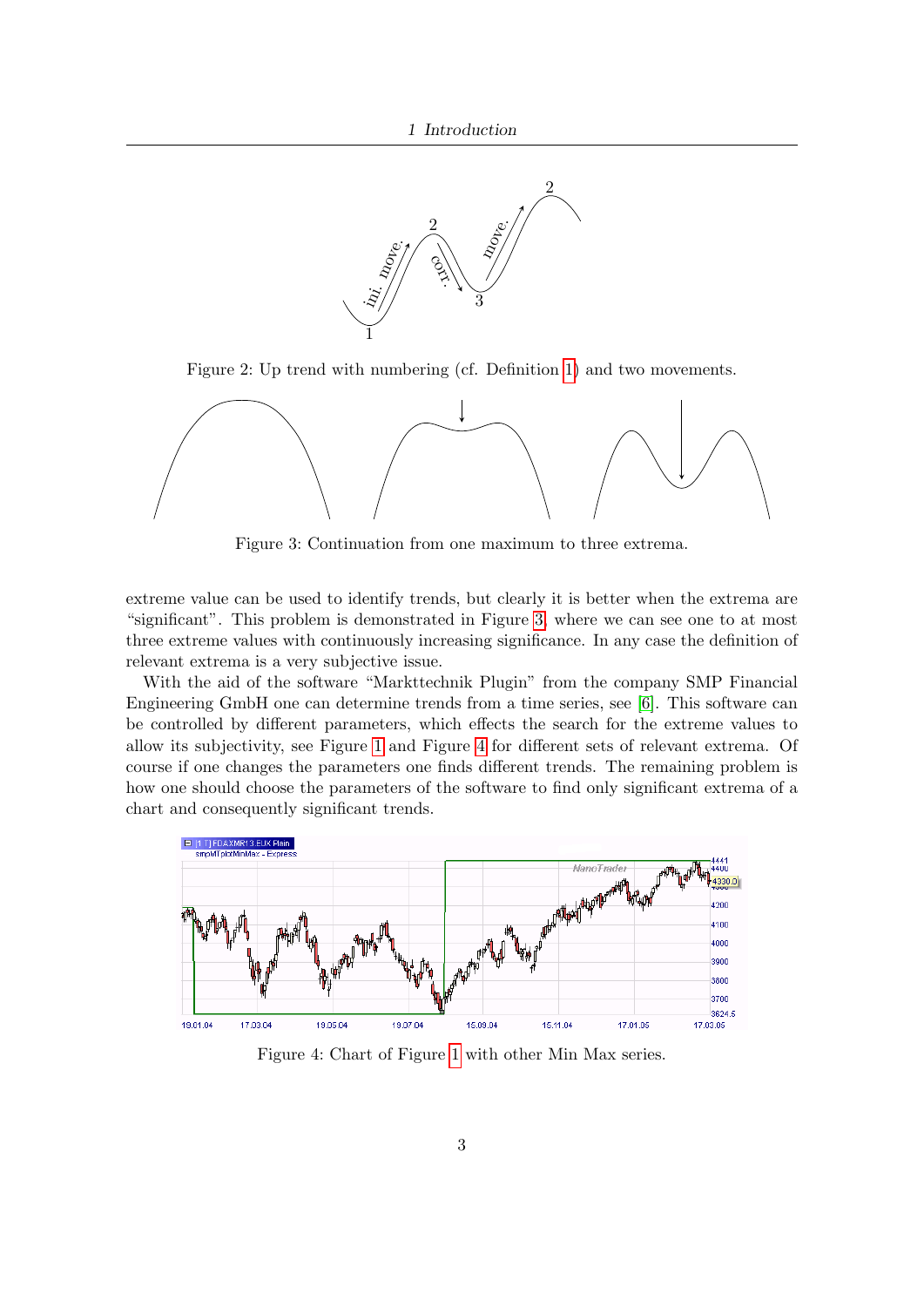Figure 2: Up trend with numbering (cf. Definition 1) and two movements.

Figure 3: Continuation from one maximum to three extrema.

extreme value can be used to identify trends, but clearly it is better when the extrema are "significant". This problem is demonstrated in Figure 3, where we can see one to at most three extreme values with continuously increasing significance. In any case the definition of relevant extrema is a very subjective issue.

With the aid of the software "Markttechnik Plugin" from the company SMP Financial Engineering GmbH one can determine trends from a time series, see [6]. This software can be controlled by different parameters, which effects the search for the extreme values to allow its subjectivity, see Figure 1 and Figure 4 for different sets of relevant extrema. Of course if one changes the parameters one finds different trends. The remaining problem is how one should choose the parameters of the software to find only significant extrema of a chart and consequently significant trends.

Figure 4: Chart of Figure 1 with other Min Max series.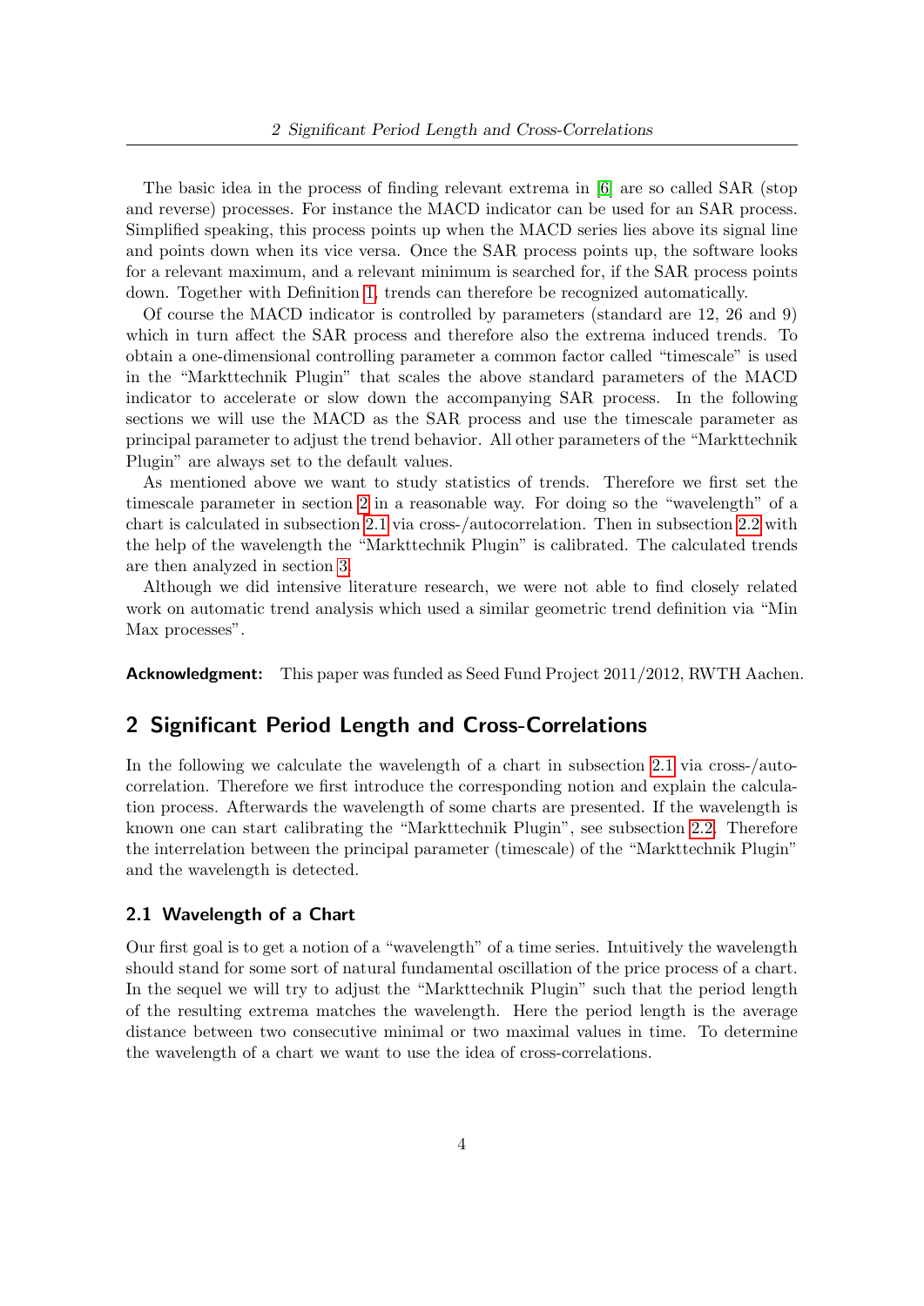The basic idea in the process of finding relevant extrema in [6] are so called SAR (stop and reverse) processes. For instance the MACD indicator can be used for an SAR process. Simplified speaking, this process points up when the MACD series lies above its signal line and points down when its vice versa. Once the SAR process points up, the software looks for a relevant maximum, and a relevant minimum is searched for, if the SAR process points down. Together with Definition 1, trends can therefore be recognized automatically.

Of course the MACD indicator is controlled by parameters (standard are 12, 26 and 9) which in turn affect the SAR process and therefore also the extrema induced trends. To obtain a one-dimensional controlling parameter a common factor called "timescale" is used in the "Markttechnik Plugin" that scales the above standard parameters of the MACD indicator to accelerate or slow down the accompanying SAR process. In the following sections we will use the MACD as the SAR process and use the timescale parameter as principal parameter to adjust the trend behavior. All other parameters of the "Markttechnik Plugin" are always set to the default values.

As mentioned above we want to study statistics of trends. Therefore we first set the timescale parameter in section 2 in a reasonable way. For doing so the "wavelength" of a chart is calculated in subsection 2.1 via cross-/autocorrelation. Then in subsection 2.2 with the help of the wavelength the "Markttechnik Plugin" is calibrated. The calculated trends are then analyzed in section 3.

Although we did intensive literature research, we were not able to find closely related work on automatic trend analysis which used a similar geometric trend definition via "Min Max processes".

**Acknowledgment:** This paper was funded as Seed Fund Project 2011/2012, RWTH Aachen.

## 2 Significant Period Length and Cross-Correlations

In the following we calculate the wavelength of a chart in subsection 2.1 via cross-/autocorrelation. Therefore we first introduce the corresponding notion and explain the calculation process. Afterwards the wavelength of some charts are presented. If the wavelength is known one can start calibrating the "Markttechnik Plugin", see subsection 2.2. Therefore the interrelation between the principal parameter (timescale) of the "Markttechnik Plugin" and the wavelength is detected.

### 2.1 Wavelength of a Chart

Our first goal is to get a notion of a "wavelength" of a time series. Intuitively the wavelength should stand for some sort of natural fundamental oscillation of the price process of a chart. In the sequel we will try to adjust the "Markttechnik Plugin" such that the period length of the resulting extrema matches the wavelength. Here the period length is the average distance between two consecutive minimal or two maximal values in time. To determine the wavelength of a chart we want to use the idea of cross-correlations.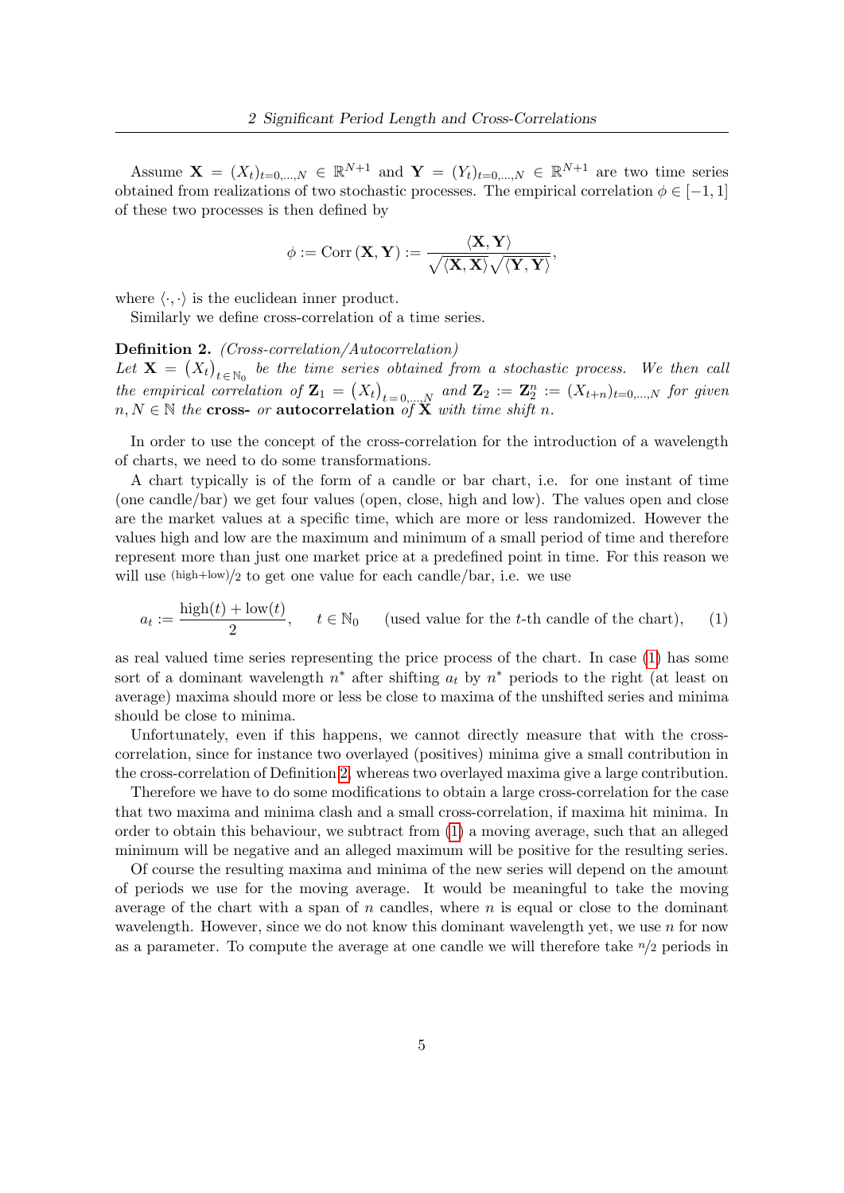Assume $\mathbf{X} = (X_t)_{t=0,\dots,N} \in \mathbb{R}^{N+1}$ and $\mathbf{Y} = (Y_t)_{t=0,\dots,N} \in \mathbb{R}^{N+1}$ are two time series obtained from realizations of two stochastic processes. The empirical correlation $\phi \in [-1, 1]$ of these two processes is then defined by

$$\phi := \mathrm{Corr}\,(\mathbf{X}, \mathbf{Y}) := \frac{\langle \mathbf{X}, \mathbf{Y} \rangle}{\sqrt{\langle \mathbf{X}, \mathbf{X} \rangle}\sqrt{\langle \mathbf{Y}, \mathbf{Y} \rangle}},$$

where $\langle \cdot, \cdot \rangle$ is the euclidean inner product.

Similarly we define cross-correlation of a time series.

**Definition 2.** *(Cross-correlation/Autocorrelation)*
*Let $\mathbf{X} = \left(X_t\right)_{t \in \mathbb{N}_0}$ be the time series obtained from a stochastic process. We then call the empirical correlation of $\mathbf{Z}_1 = \left(X_t\right)_{t=0,\dots,N}$ and $\mathbf{Z}_2 := \mathbf{Z}_2^n := (X_{t+n})_{t=0,\dots,N}$ for given $n, N \in \mathbb{N}$ the* **cross-** *or* **autocorrelation** *of $\mathbf{X}$ with time shift $n$.*

In order to use the concept of the cross-correlation for the introduction of a wavelength of charts, we need to do some transformations.

A chart typically is of the form of a candle or bar chart, i.e. for one instant of time (one candle/bar) we get four values (open, close, high and low). The values open and close are the market values at a specific time, which are more or less randomized. However the values high and low are the maximum and minimum of a small period of time and therefore represent more than just one market price at a predefined point in time. For this reason we will use $^{(\mathrm{high}+\mathrm{low})}/_2$ to get one value for each candle/bar, i.e. we use

$$a_t := \frac{\mathrm{high}(t) + \mathrm{low}(t)}{2}, \qquad t \in \mathbb{N}_0 \qquad \text{(used value for the } t\text{-th candle of the chart)}, \tag{1}$$

as real valued time series representing the price process of the chart. In case (1) has some sort of a dominant wavelength $n^*$ after shifting $a_t$ by $n^*$ periods to the right (at least on average) maxima should more or less be close to maxima of the unshifted series and minima should be close to minima.

Unfortunately, even if this happens, we cannot directly measure that with the cross-correlation, since for instance two overlayed (positives) minima give a small contribution in the cross-correlation of Definition 2, whereas two overlayed maxima give a large contribution.

Therefore we have to do some modifications to obtain a large cross-correlation for the case that two maxima and minima clash and a small cross-correlation, if maxima hit minima. In order to obtain this behaviour, we subtract from (1) a moving average, such that an alleged minimum will be negative and an alleged maximum will be positive for the resulting series.

Of course the resulting maxima and minima of the new series will depend on the amount of periods we use for the moving average. It would be meaningful to take the moving average of the chart with a span of $n$ candles, where $n$ is equal or close to the dominant wavelength. However, since we do not know this dominant wavelength yet, we use $n$ for now as a parameter. To compute the average at one candle we will therefore take $^n/_2$ periods in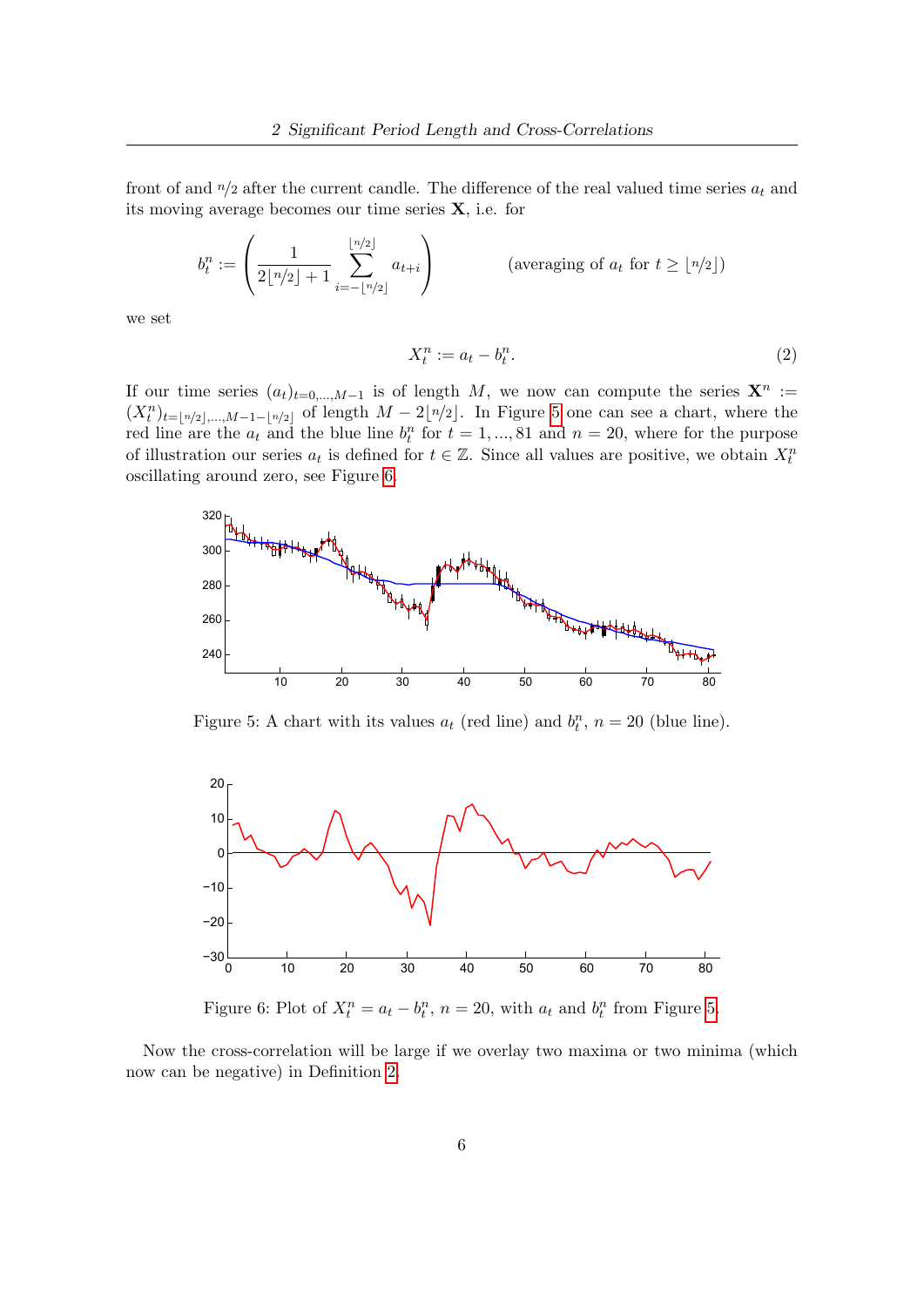front of and $n/2$ after the current candle. The difference of the real valued time series $a_t$ and its moving average becomes our time series $\mathbf{X}$, i.e. for

$$b_t^n := \left( \frac{1}{2\lfloor n/2 \rfloor + 1} \sum_{i=-\lfloor n/2 \rfloor}^{\lfloor n/2 \rfloor} a_{t+i} \right) \qquad \text{(averaging of } a_t \text{ for } t \geq \lfloor n/2 \rfloor\text{)}$$

we set

$$X_t^n := a_t - b_t^n. \tag{2}$$

If our time series $(a_t)_{t=0,\dots,M-1}$ is of length $M$, we now can compute the series $\mathbf{X}^n := (X_t^n)_{t=\lfloor n/2 \rfloor,\dots,M-1-\lfloor n/2 \rfloor}$ of length $M - 2\lfloor n/2 \rfloor$. In Figure 5 one can see a chart, where the red line are the $a_t$ and the blue line $b_t^n$ for $t = 1, \dots, 81$ and $n = 20$, where for the purpose of illustration our series $a_t$ is defined for $t \in \mathbb{Z}$. Since all values are positive, we obtain $X_t^n$ oscillating around zero, see Figure 6.

Figure 5: A chart with its values $a_t$ (red line) and $b_t^n$, $n = 20$ (blue line).

Figure 6: Plot of $X_t^n = a_t - b_t^n$, $n = 20$, with $a_t$ and $b_t^n$ from Figure 5.

Now the cross-correlation will be large if we overlay two maxima or two minima (which now can be negative) in Definition 2.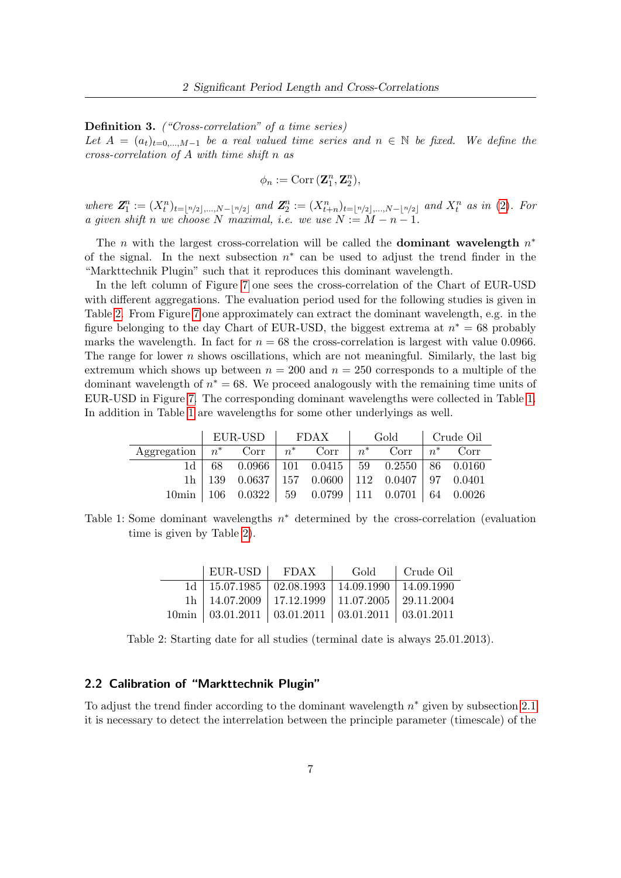**Definition 3.** *("Cross-correlation" of a time series)*
*Let $A = (a_t)_{t=0,\ldots,M-1}$ be a real valued time series and $n \in \mathbb{N}$ be fixed. We define the cross-correlation of $A$ with time shift $n$ as*

$$\phi_n := \mathrm{Corr}\,(\mathbf{Z}_1^n, \mathbf{Z}_2^n),$$

*where $\mathbf{Z}_1^n := (X_t^n)_{t=\lfloor n/2 \rfloor,\ldots,N-\lfloor n/2 \rfloor}$ and $\mathbf{Z}_2^n := (X_{t+n}^n)_{t=\lfloor n/2 \rfloor,\ldots,N-\lfloor n/2 \rfloor}$ and $X_t^n$ as in (2). For a given shift $n$ we choose $N$ maximal, i.e. we use $N := M - n - 1$.*

The $n$ with the largest cross-correlation will be called the **dominant wavelength** $n^*$ of the signal. In the next subsection $n^*$ can be used to adjust the trend finder in the "Markttechnik Plugin" such that it reproduces this dominant wavelength.

In the left column of Figure 7 one sees the cross-correlation of the Chart of EUR-USD with different aggregations. The evaluation period used for the following studies is given in Table 2. From Figure 7 one approximately can extract the dominant wavelength, e.g. in the figure belonging to the day Chart of EUR-USD, the biggest extrema at $n^* = 68$ probably marks the wavelength. In fact for $n = 68$ the cross-correlation is largest with value 0.0966. The range for lower $n$ shows oscillations, which are not meaningful. Similarly, the last big extremum which shows up between $n = 200$ and $n = 250$ corresponds to a multiple of the dominant wavelength of $n^* = 68$. We proceed analogously with the remaining time units of EUR-USD in Figure 7. The corresponding dominant wavelengths were collected in Table 1. In addition in Table 1 are wavelengths for some other underlyings as well.

| | EUR-USD | | FDAX | | Gold | | Crude Oil | |
|---|---|---|---|---|---|---|---|---|
| Aggregation | $n^*$ | Corr | $n^*$ | Corr | $n^*$ | Corr | $n^*$ | Corr |
| 1d | 68 | 0.0966 | 101 | 0.0415 | 59 | 0.2550 | 86 | 0.0160 |
| 1h | 139 | 0.0637 | 157 | 0.0600 | 112 | 0.0407 | 97 | 0.0401 |
| 10min | 106 | 0.0322 | 59 | 0.0799 | 111 | 0.0701 | 64 | 0.0026 |

Table 1: Some dominant wavelengths $n^*$ determined by the cross-correlation (evaluation time is given by Table 2).

| | EUR-USD | FDAX | Gold | Crude Oil |
|---|---|---|---|---|
| 1d | 15.07.1985 | 02.08.1993 | 14.09.1990 | 14.09.1990 |
| 1h | 14.07.2009 | 17.12.1999 | 11.07.2005 | 29.11.2004 |
| 10min | 03.01.2011 | 03.01.2011 | 03.01.2011 | 03.01.2011 |

Table 2: Starting date for all studies (terminal date is always 25.01.2013).

### 2.2 Calibration of "Markttechnik Plugin"

To adjust the trend finder according to the dominant wavelength $n^*$ given by subsection 2.1 it is necessary to detect the interrelation between the principle parameter (timescale) of the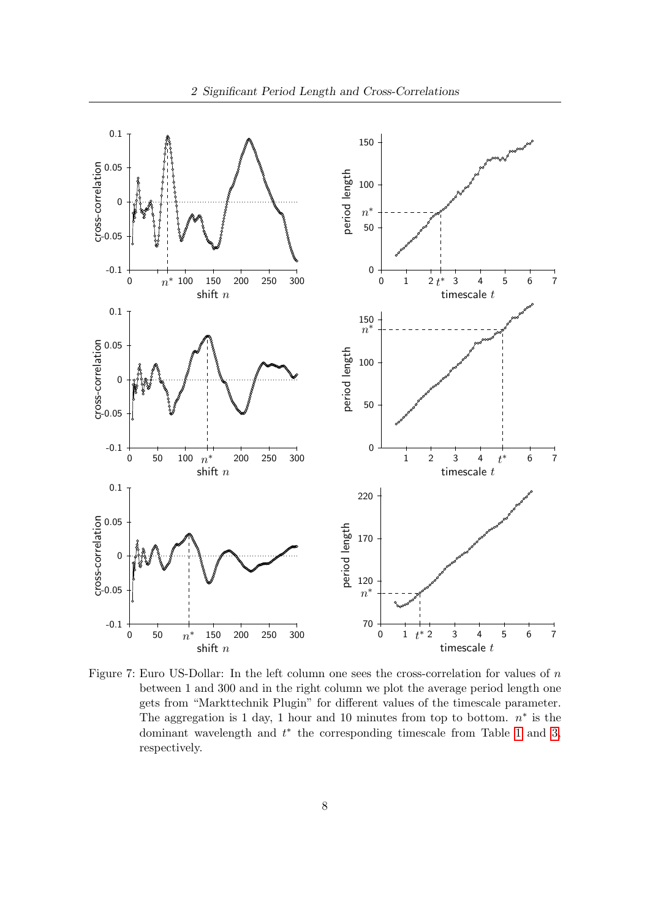Figure 7: Euro US-Dollar: In the left column one sees the cross-correlation for values of $n$ between 1 and 300 and in the right column we plot the average period length one gets from "Markttechnik Plugin" for different values of the timescale parameter. The aggregation is 1 day, 1 hour and 10 minutes from top to bottom. $n^*$ is the dominant wavelength and $t^*$ the corresponding timescale from Table 1 and 3, respectively.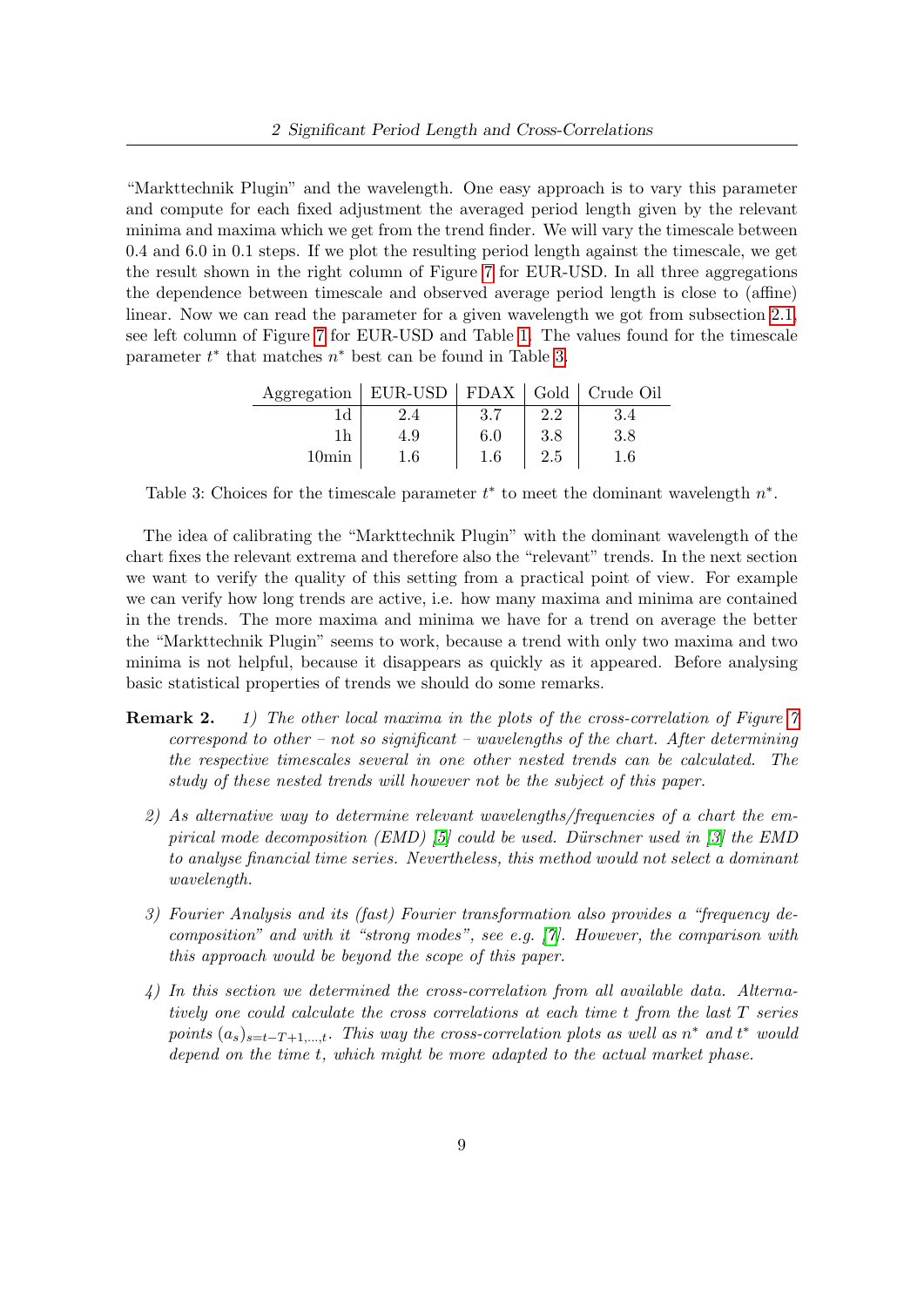"Markttechnik Plugin" and the wavelength. One easy approach is to vary this parameter and compute for each fixed adjustment the averaged period length given by the relevant minima and maxima which we get from the trend finder. We will vary the timescale between 0.4 and 6.0 in 0.1 steps. If we plot the resulting period length against the timescale, we get the result shown in the right column of Figure 7 for EUR-USD. In all three aggregations the dependence between timescale and observed average period length is close to (affine) linear. Now we can read the parameter for a given wavelength we got from subsection 2.1, see left column of Figure 7 for EUR-USD and Table 1. The values found for the timescale parameter $t^*$ that matches $n^*$ best can be found in Table 3.

| Aggregation | EUR-USD | FDAX | Gold | Crude Oil |
|---|---|---|---|---|
| 1d | 2.4 | 3.7 | 2.2 | 3.4 |
| 1h | 4.9 | 6.0 | 3.8 | 3.8 |
| 10min | 1.6 | 1.6 | 2.5 | 1.6 |

Table 3: Choices for the timescale parameter $t^*$ to meet the dominant wavelength $n^*$.

The idea of calibrating the "Markttechnik Plugin" with the dominant wavelength of the chart fixes the relevant extrema and therefore also the "relevant" trends. In the next section we want to verify the quality of this setting from a practical point of view. For example we can verify how long trends are active, i.e. how many maxima and minima are contained in the trends. The more maxima and minima we have for a trend on average the better the "Markttechnik Plugin" seems to work, because a trend with only two maxima and two minima is not helpful, because it disappears as quickly as it appeared. Before analysing basic statistical properties of trends we should do some remarks.

**Remark 2.** *1) The other local maxima in the plots of the cross-correlation of Figure 7 correspond to other – not so significant – wavelengths of the chart. After determining the respective timescales several in one other nested trends can be calculated. The study of these nested trends will however not be the subject of this paper.*

*2) As alternative way to determine relevant wavelengths/frequencies of a chart the empirical mode decomposition (EMD) [5] could be used. Dürschner used in [3] the EMD to analyse financial time series. Nevertheless, this method would not select a dominant wavelength.*

*3) Fourier Analysis and its (fast) Fourier transformation also provides a "frequency decomposition" and with it "strong modes", see e.g. [7]. However, the comparison with this approach would be beyond the scope of this paper.*

*4) In this section we determined the cross-correlation from all available data. Alternatively one could calculate the cross correlations at each time $t$ from the last $T$ series points $(a_s)_{s=t-T+1,\ldots,t}$. This way the cross-correlation plots as well as $n^*$ and $t^*$ would depend on the time $t$, which might be more adapted to the actual market phase.*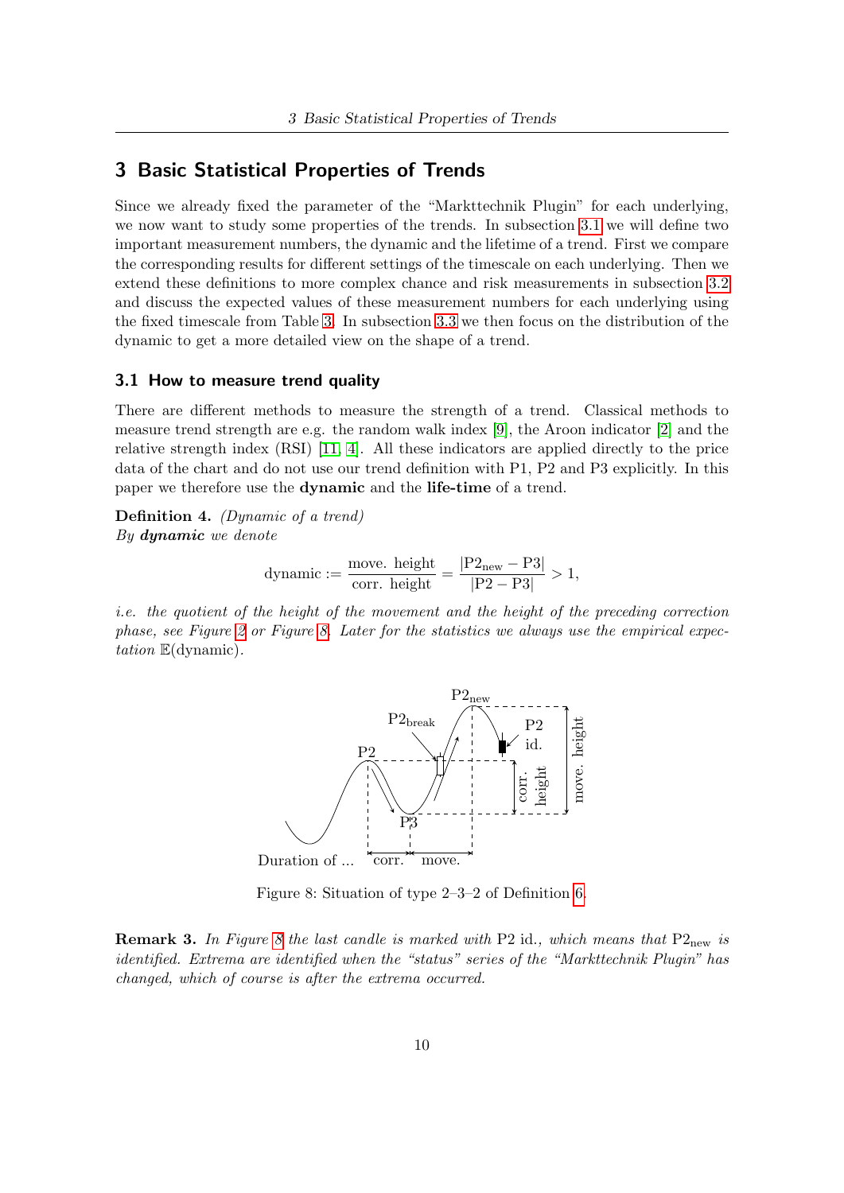## 3 Basic Statistical Properties of Trends

Since we already fixed the parameter of the "Markttechnik Plugin" for each underlying, we now want to study some properties of the trends. In subsection 3.1 we will define two important measurement numbers, the dynamic and the lifetime of a trend. First we compare the corresponding results for different settings of the timescale on each underlying. Then we extend these definitions to more complex chance and risk measurements in subsection 3.2 and discuss the expected values of these measurement numbers for each underlying using the fixed timescale from Table 3. In subsection 3.3 we then focus on the distribution of the dynamic to get a more detailed view on the shape of a trend.

### 3.1 How to measure trend quality

There are different methods to measure the strength of a trend. Classical methods to measure trend strength are e.g. the random walk index [9], the Aroon indicator [2] and the relative strength index (RSI) [11, 4]. All these indicators are applied directly to the price data of the chart and do not use our trend definition with P1, P2 and P3 explicitly. In this paper we therefore use the **dynamic** and the **life-time** of a trend.

**Definition 4.** *(Dynamic of a trend)*
*By* ***dynamic*** *we denote*

$$\text{dynamic} := \frac{\text{move. height}}{\text{corr. height}} = \frac{|\text{P2}_{\text{new}} - \text{P3}|}{|\text{P2} - \text{P3}|} > 1,$$

*i.e. the quotient of the height of the movement and the height of the preceding correction phase, see Figure 2 or Figure 8. Later for the statistics we always use the empirical expectation* $\mathbb{E}(\text{dynamic})$.

Figure 8: Situation of type 2–3–2 of Definition 6.

**Remark 3.** *In Figure 8 the last candle is marked with* P2 id.*, which means that* $\text{P2}_{\text{new}}$ *is identified. Extrema are identified when the "status" series of the "Markttechnik Plugin" has changed, which of course is after the extrema occurred.*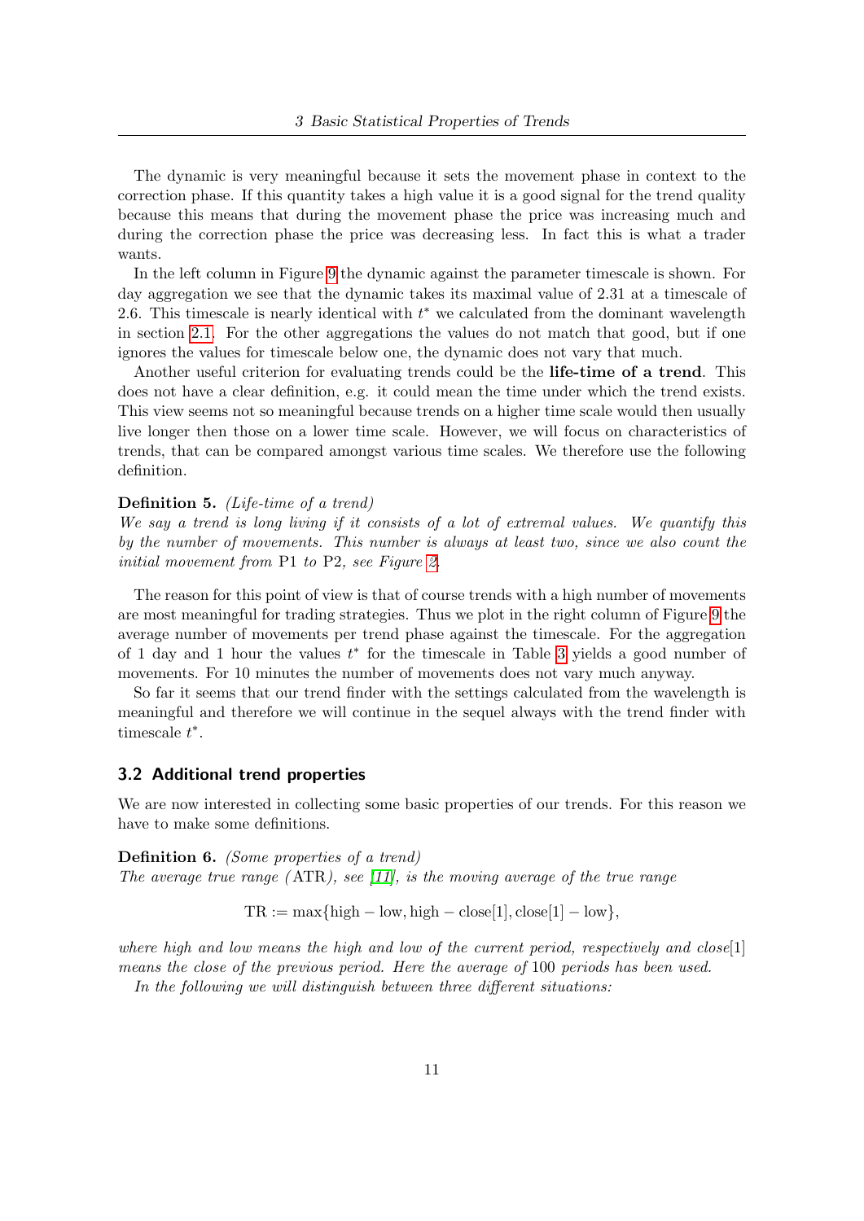The dynamic is very meaningful because it sets the movement phase in context to the correction phase. If this quantity takes a high value it is a good signal for the trend quality because this means that during the movement phase the price was increasing much and during the correction phase the price was decreasing less. In fact this is what a trader wants.

In the left column in Figure 9 the dynamic against the parameter timescale is shown. For day aggregation we see that the dynamic takes its maximal value of 2.31 at a timescale of 2.6. This timescale is nearly identical with $t^*$ we calculated from the dominant wavelength in section 2.1. For the other aggregations the values do not match that good, but if one ignores the values for timescale below one, the dynamic does not vary that much.

Another useful criterion for evaluating trends could be the **life-time of a trend**. This does not have a clear definition, e.g. it could mean the time under which the trend exists. This view seems not so meaningful because trends on a higher time scale would then usually live longer then those on a lower time scale. However, we will focus on characteristics of trends, that can be compared amongst various time scales. We therefore use the following definition.

**Definition 5.** *(Life-time of a trend)*
*We say a trend is long living if it consists of a lot of extremal values. We quantify this by the number of movements. This number is always at least two, since we also count the initial movement from* P1 *to* P2*, see Figure 2.*

The reason for this point of view is that of course trends with a high number of movements are most meaningful for trading strategies. Thus we plot in the right column of Figure 9 the average number of movements per trend phase against the timescale. For the aggregation of 1 day and 1 hour the values $t^*$ for the timescale in Table 3 yields a good number of movements. For 10 minutes the number of movements does not vary much anyway.

So far it seems that our trend finder with the settings calculated from the wavelength is meaningful and therefore we will continue in the sequel always with the trend finder with timescale $t^*$.

### 3.2 Additional trend properties

We are now interested in collecting some basic properties of our trends. For this reason we have to make some definitions.

**Definition 6.** *(Some properties of a trend)*
*The average true range (*ATR*), see [11], is the moving average of the true range*

$$\mathrm{TR} := \max\{\mathrm{high} - \mathrm{low}, \mathrm{high} - \mathrm{close}[1], \mathrm{close}[1] - \mathrm{low}\},$$

*where high and low means the high and low of the current period, respectively and close*[1] *means the close of the previous period. Here the average of* 100 *periods has been used.*

*In the following we will distinguish between three different situations:*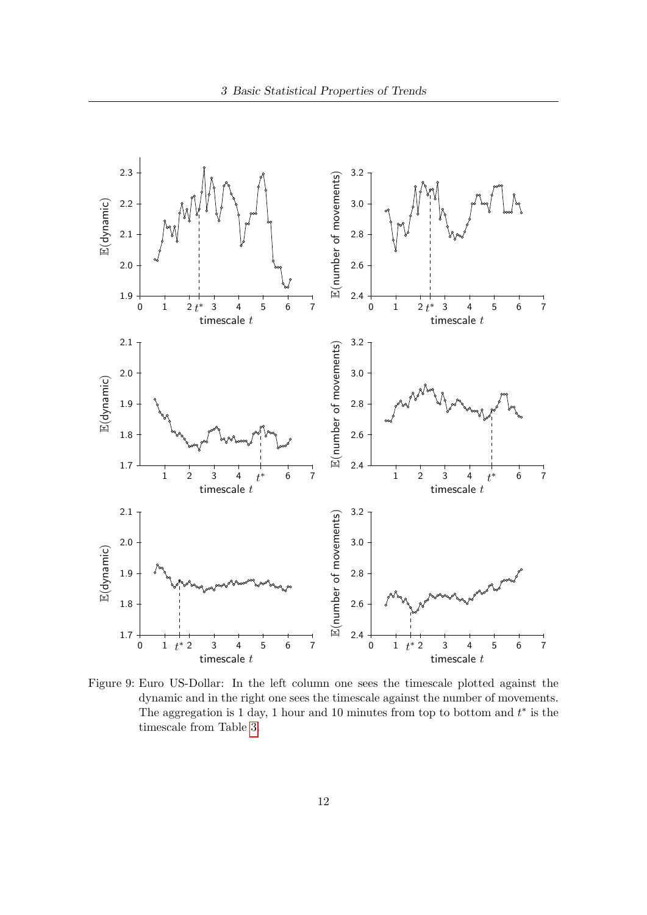Figure 9: Euro US-Dollar: In the left column one sees the timescale plotted against the dynamic and in the right one sees the timescale against the number of movements. The aggregation is 1 day, 1 hour and 10 minutes from top to bottom and $t^*$ is the timescale from Table 3.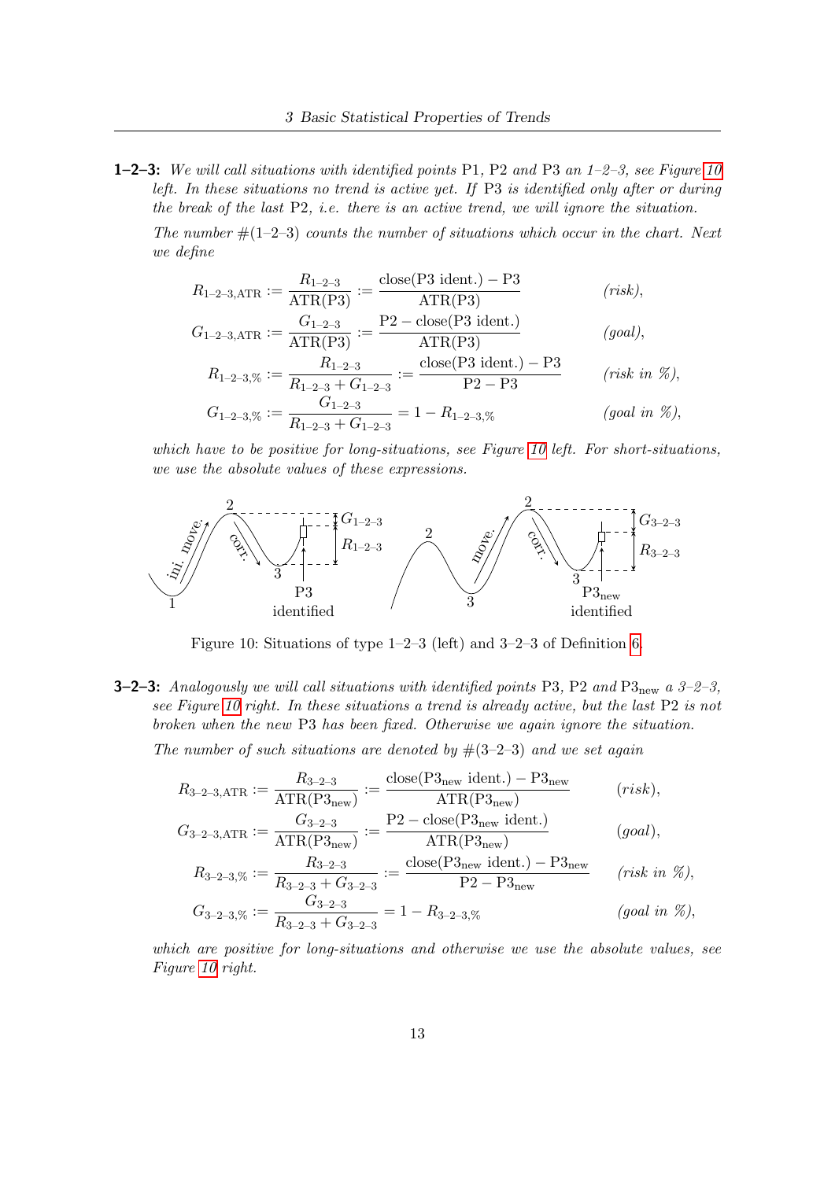**1–2–3:** *We will call situations with identified points* P1*,* P2 *and* P3 *an 1–2–3, see Figure 10 left. In these situations no trend is active yet. If* P3 *is identified only after or during the break of the last* P2*, i.e. there is an active trend, we will ignore the situation.*

*The number* #(1–2–3) *counts the number of situations which occur in the chart. Next we define*

$$
\begin{aligned}
R_{1\text{–}2\text{–}3,\mathrm{ATR}} &:= \frac{R_{1\text{–}2\text{–}3}}{\mathrm{ATR}(\mathrm{P3})} := \frac{\mathrm{close}(\mathrm{P3\ ident.}) - \mathrm{P3}}{\mathrm{ATR}(\mathrm{P3})} && \textit{(risk)},\\
G_{1\text{–}2\text{–}3,\mathrm{ATR}} &:= \frac{G_{1\text{–}2\text{–}3}}{\mathrm{ATR}(\mathrm{P3})} := \frac{\mathrm{P2} - \mathrm{close}(\mathrm{P3\ ident.})}{\mathrm{ATR}(\mathrm{P3})} && \textit{(goal)},\\
R_{1\text{–}2\text{–}3,\%} &:= \frac{R_{1\text{–}2\text{–}3}}{R_{1\text{–}2\text{–}3} + G_{1\text{–}2\text{–}3}} := \frac{\mathrm{close}(\mathrm{P3\ ident.}) - \mathrm{P3}}{\mathrm{P2} - \mathrm{P3}} && \textit{(risk in \%)},\\
G_{1\text{–}2\text{–}3,\%} &:= \frac{G_{1\text{–}2\text{–}3}}{R_{1\text{–}2\text{–}3} + G_{1\text{–}2\text{–}3}} = 1 - R_{1\text{–}2\text{–}3,\%} && \textit{(goal in \%)},
\end{aligned}
$$

*which have to be positive for long-situations, see Figure 10 left. For short-situations, we use the absolute values of these expressions.*

Figure 10: Situations of type 1–2–3 (left) and 3–2–3 (right) of Definition 6.

**3–2–3:** *Analogously we will call situations with identified points* P3*,* P2 *and* $\mathrm{P3}_{\mathrm{new}}$ *a 3–2–3, see Figure 10 right. In these situations a trend is already active, but the last* P2 *is not broken when the new* P3 *has been fixed. Otherwise we again ignore the situation.*

*The number of such situations are denoted by* #(3–2–3) *and we set again*

$$
\begin{aligned}
R_{3\text{–}2\text{–}3,\mathrm{ATR}} &:= \frac{R_{3\text{–}2\text{–}3}}{\mathrm{ATR}(\mathrm{P3}_{\mathrm{new}})} := \frac{\mathrm{close}(\mathrm{P3}_{\mathrm{new}}\ \mathrm{ident.}) - \mathrm{P3}_{\mathrm{new}}}{\mathrm{ATR}(\mathrm{P3}_{\mathrm{new}})} && \textit{(risk)},\\
G_{3\text{–}2\text{–}3,\mathrm{ATR}} &:= \frac{G_{3\text{–}2\text{–}3}}{\mathrm{ATR}(\mathrm{P3}_{\mathrm{new}})} := \frac{\mathrm{P2} - \mathrm{close}(\mathrm{P3}_{\mathrm{new}}\ \mathrm{ident.})}{\mathrm{ATR}(\mathrm{P3}_{\mathrm{new}})} && \textit{(goal)},\\
R_{3\text{–}2\text{–}3,\%} &:= \frac{R_{3\text{–}2\text{–}3}}{R_{3\text{–}2\text{–}3} + G_{3\text{–}2\text{–}3}} := \frac{\mathrm{close}(\mathrm{P3}_{\mathrm{new}}\ \mathrm{ident.}) - \mathrm{P3}_{\mathrm{new}}}{\mathrm{P2} - \mathrm{P3}_{\mathrm{new}}} && \textit{(risk in \%)},\\
G_{3\text{–}2\text{–}3,\%} &:= \frac{G_{3\text{–}2\text{–}3}}{R_{3\text{–}2\text{–}3} + G_{3\text{–}2\text{–}3}} = 1 - R_{3\text{–}2\text{–}3,\%} && \textit{(goal in \%)},
\end{aligned}
$$

*which are positive for long-situations and otherwise we use the absolute values, see Figure 10 right.*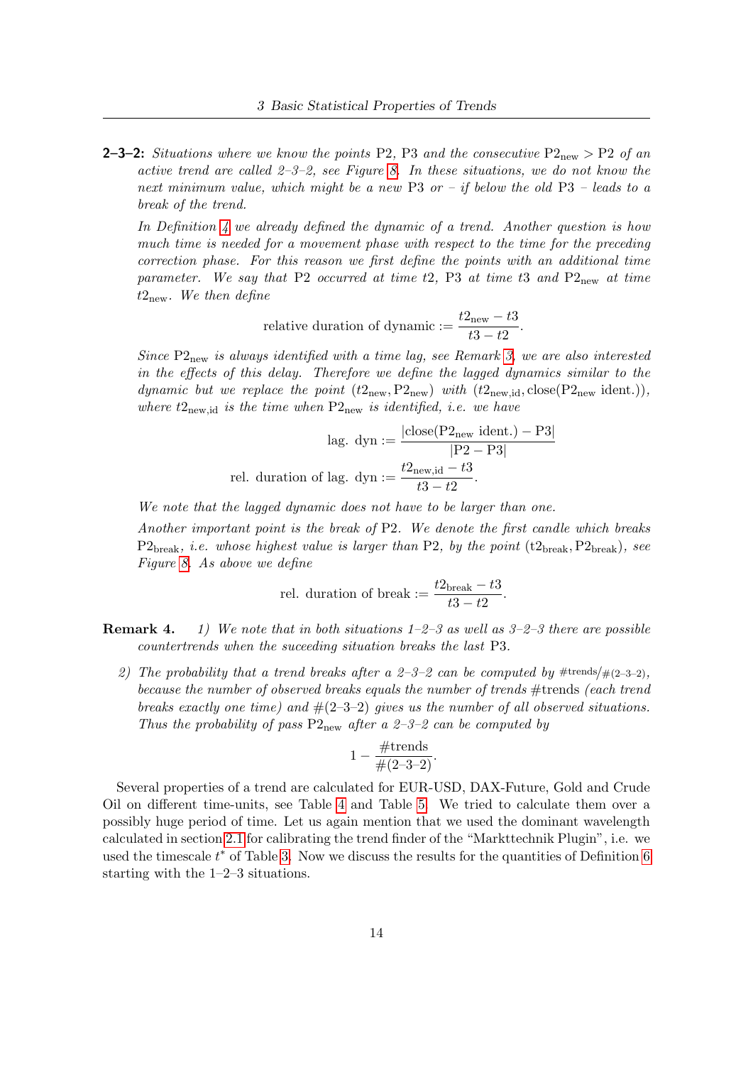**2–3–2:** *Situations where we know the points* P2*,* P3 *and the consecutive* $\text{P2}_{\text{new}} > \text{P2}$ *of an active trend are called 2–3–2, see Figure 8. In these situations, we do not know the next minimum value, which might be a new* P3 *or – if below the old* P3 *– leads to a break of the trend.*

*In Definition 4 we already defined the dynamic of a trend. Another question is how much time is needed for a movement phase with respect to the time for the preceding correction phase. For this reason we first define the points with an additional time parameter. We say that* P2 *occurred at time* $t2$*,* P3 *at time* $t3$ *and* $\text{P2}_{\text{new}}$ *at time* $t2_{\text{new}}$*. We then define*

$$\text{relative duration of dynamic} := \frac{t2_{\text{new}} - t3}{t3 - t2}.$$

*Since* $\text{P2}_{\text{new}}$ *is always identified with a time lag, see Remark 3, we are also interested in the effects of this delay. Therefore we define the lagged dynamics similar to the dynamic but we replace the point* $(t2_{\text{new}}, \text{P2}_{\text{new}})$ *with* $(t2_{\text{new,id}}, \text{close}(\text{P2}_{\text{new}} \text{ ident.}))$*, where* $t2_{\text{new,id}}$ *is the time when* $\text{P2}_{\text{new}}$ *is identified, i.e. we have*

$$\text{lag. dyn} := \frac{|\text{close}(\text{P2}_{\text{new}} \text{ ident.}) - \text{P3}|}{|\text{P2} - \text{P3}|}$$

$$\text{rel. duration of lag. dyn} := \frac{t2_{\text{new,id}} - t3}{t3 - t2}.$$

*We note that the lagged dynamic does not have to be larger than one.*

*Another important point is the break of* P2*. We denote the first candle which breaks* $\text{P2}_{\text{break}}$*, i.e. whose highest value is larger than* P2*, by the point* $(\text{t2}_{\text{break}}, \text{P2}_{\text{break}})$*, see Figure 8. As above we define*

$$\text{rel. duration of break} := \frac{t2_{\text{break}} - t3}{t3 - t2}.$$

**Remark 4.** *1) We note that in both situations 1–2–3 as well as 3–2–3 there are possible countertrends when the suceeding situation breaks the last* P3*.*

*2) The probability that a trend breaks after a 2–3–2 can be computed by* $\#\text{trends}/\#(2\text{–}3\text{–}2)$*, because the number of observed breaks equals the number of trends* #trends *(each trend breaks exactly one time) and* #(2–3–2) *gives us the number of all observed situations. Thus the probability of pass* $\text{P2}_{\text{new}}$ *after a 2–3–2 can be computed by*

$$1 - \frac{\#\text{trends}}{\#(2\text{–}3\text{–}2)}.$$

Several properties of a trend are calculated for EUR-USD, DAX-Future, Gold and Crude Oil on different time-units, see Table 4 and Table 5. We tried to calculate them over a possibly huge period of time. Let us again mention that we used the dominant wavelength calculated in section 2.1 for calibrating the trend finder of the "Markttechnik Plugin", i.e. we used the timescale $t^*$ of Table 3. Now we discuss the results for the quantities of Definition 6 starting with the 1–2–3 situations.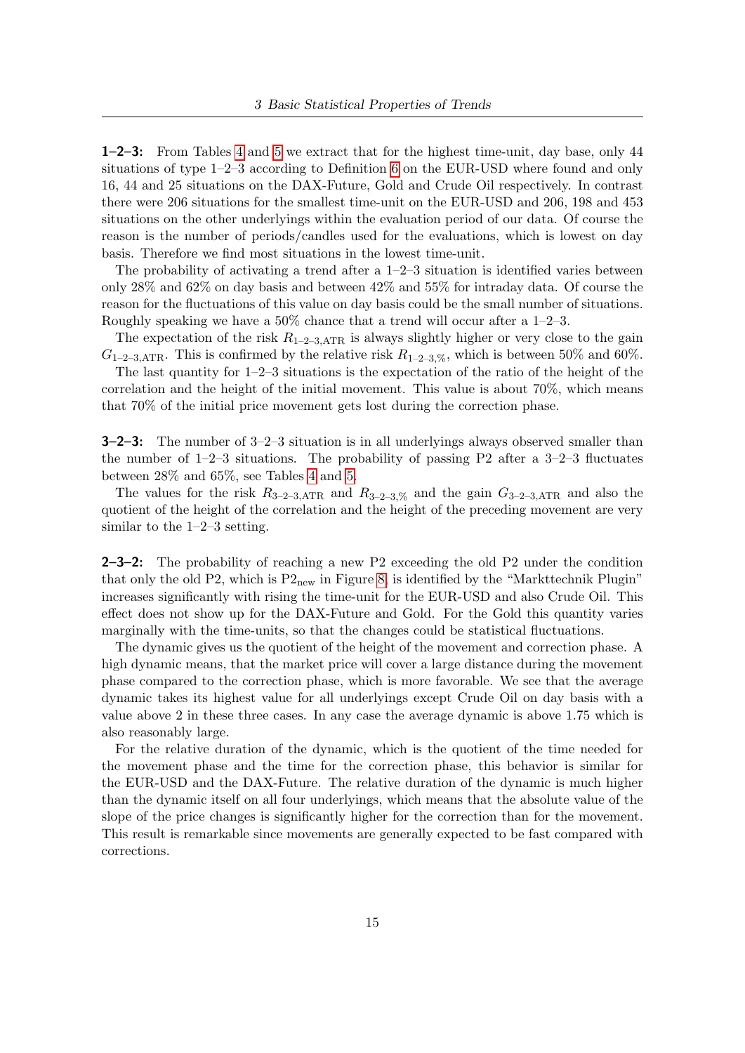**1–2–3:** From Tables 4 and 5 we extract that for the highest time-unit, day base, only 44 situations of type 1–2–3 according to Definition 6 on the EUR-USD where found and only 16, 44 and 25 situations on the DAX-Future, Gold and Crude Oil respectively. In contrast there were 206 situations for the smallest time-unit on the EUR-USD and 206, 198 and 453 situations on the other underlyings within the evaluation period of our data. Of course the reason is the number of periods/candles used for the evaluations, which is lowest on day basis. Therefore we find most situations in the lowest time-unit.

The probability of activating a trend after a 1–2–3 situation is identified varies between only 28% and 62% on day basis and between 42% and 55% for intraday data. Of course the reason for the fluctuations of this value on day basis could be the small number of situations. Roughly speaking we have a 50% chance that a trend will occur after a 1–2–3.

The expectation of the risk $R_{1\text{–}2\text{–}3,\text{ATR}}$ is always slightly higher or very close to the gain $G_{1\text{–}2\text{–}3,\text{ATR}}$. This is confirmed by the relative risk $R_{1\text{–}2\text{–}3,\%}$, which is between 50% and 60%.

The last quantity for 1–2–3 situations is the expectation of the ratio of the height of the correlation and the height of the initial movement. This value is about 70%, which means that 70% of the initial price movement gets lost during the correction phase.

**3–2–3:** The number of 3–2–3 situation is in all underlyings always observed smaller than the number of 1–2–3 situations. The probability of passing P2 after a 3–2–3 fluctuates between 28% and 65%, see Tables 4 and 5.

The values for the risk $R_{3\text{–}2\text{–}3,\text{ATR}}$ and $R_{3\text{–}2\text{–}3,\%}$ and the gain $G_{3\text{–}2\text{–}3,\text{ATR}}$ and also the quotient of the height of the correlation and the height of the preceding movement are very similar to the 1–2–3 setting.

**2–3–2:** The probability of reaching a new P2 exceeding the old P2 under the condition that only the old P2, which is $\text{P2}_{\text{new}}$ in Figure 8, is identified by the "Markttechnik Plugin" increases significantly with rising the time-unit for the EUR-USD and also Crude Oil. This effect does not show up for the DAX-Future and Gold. For the Gold this quantity varies marginally with the time-units, so that the changes could be statistical fluctuations.

The dynamic gives us the quotient of the height of the movement and correction phase. A high dynamic means, that the market price will cover a large distance during the movement phase compared to the correction phase, which is more favorable. We see that the average dynamic takes its highest value for all underlyings except Crude Oil on day basis with a value above 2 in these three cases. In any case the average dynamic is above 1.75 which is also reasonably large.

For the relative duration of the dynamic, which is the quotient of the time needed for the movement phase and the time for the correction phase, this behavior is similar for the EUR-USD and the DAX-Future. The relative duration of the dynamic is much higher than the dynamic itself on all four underlyings, which means that the absolute value of the slope of the price changes is significantly higher for the correction than for the movement. This result is remarkable since movements are generally expected to be fast compared with corrections.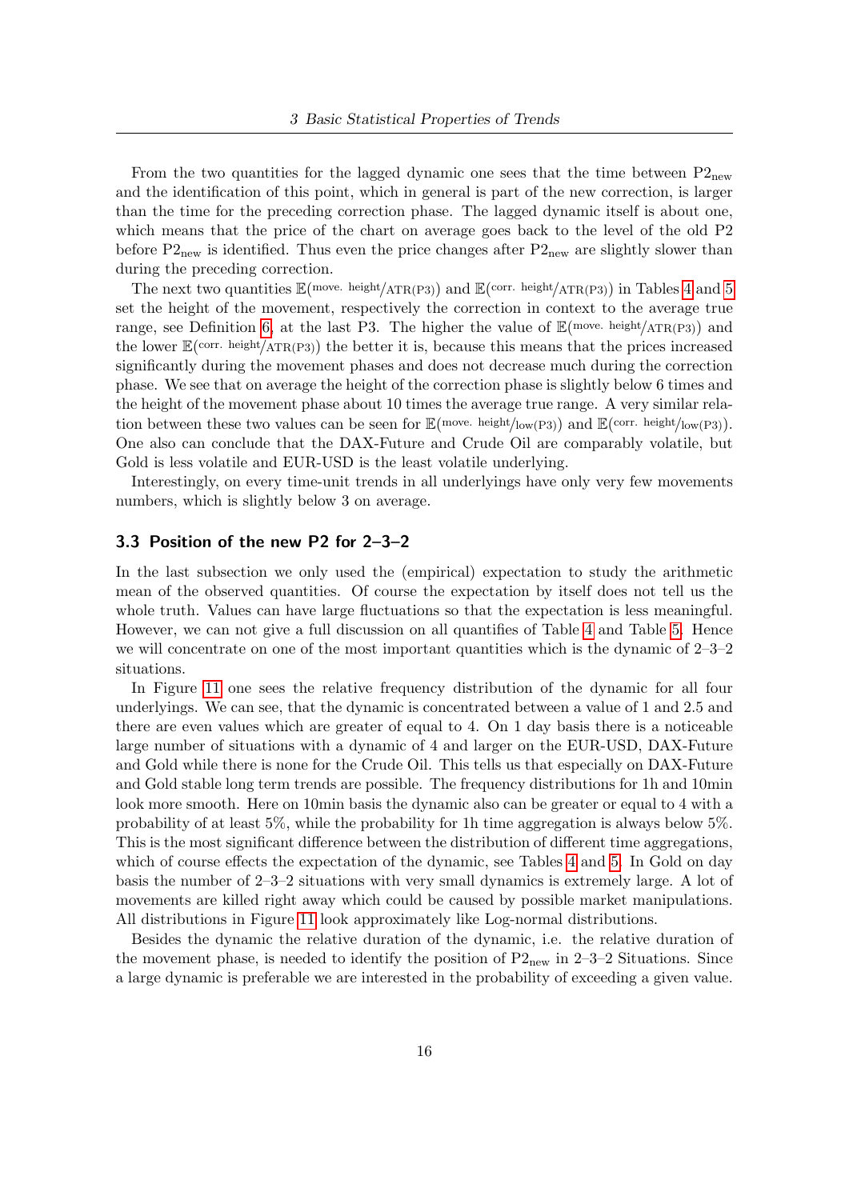From the two quantities for the lagged dynamic one sees that the time between $P2_{new}$ and the identification of this point, which in general is part of the new correction, is larger than the time for the preceding correction phase. The lagged dynamic itself is about one, which means that the price of the chart on average goes back to the level of the old P2 before $P2_{new}$ is identified. Thus even the price changes after $P2_{new}$ are slightly slower than during the preceding correction.

The next two quantities $\mathbb{E}(^{\text{move. height}}/_{\text{ATR(P3)}})$ and $\mathbb{E}(^{\text{corr. height}}/_{\text{ATR(P3)}})$ in Tables 4 and 5 set the height of the movement, respectively the correction in context to the average true range, see Definition 6, at the last P3. The higher the value of $\mathbb{E}(^{\text{move. height}}/_{\text{ATR(P3)}})$ and the lower $\mathbb{E}(^{\text{corr. height}}/_{\text{ATR(P3)}})$ the better it is, because this means that the prices increased significantly during the movement phases and does not decrease much during the correction phase. We see that on average the height of the correction phase is slightly below 6 times and the height of the movement phase about 10 times the average true range. A very similar relation between these two values can be seen for $\mathbb{E}(^{\text{move. height}}/_{\text{low(P3)}})$ and $\mathbb{E}(^{\text{corr. height}}/_{\text{low(P3)}})$. One also can conclude that the DAX-Future and Crude Oil are comparably volatile, but Gold is less volatile and EUR-USD is the least volatile underlying.

Interestingly, on every time-unit trends in all underlyings have only very few movements numbers, which is slightly below 3 on average.

### 3.3 Position of the new P2 for 2–3–2

In the last subsection we only used the (empirical) expectation to study the arithmetic mean of the observed quantities. Of course the expectation by itself does not tell us the whole truth. Values can have large fluctuations so that the expectation is less meaningful. However, we can not give a full discussion on all quantifies of Table 4 and Table 5. Hence we will concentrate on one of the most important quantities which is the dynamic of 2–3–2 situations.

In Figure 11 one sees the relative frequency distribution of the dynamic for all four underlyings. We can see, that the dynamic is concentrated between a value of 1 and 2.5 and there are even values which are greater of equal to 4. On 1 day basis there is a noticeable large number of situations with a dynamic of 4 and larger on the EUR-USD, DAX-Future and Gold while there is none for the Crude Oil. This tells us that especially on DAX-Future and Gold stable long term trends are possible. The frequency distributions for 1h and 10min look more smooth. Here on 10min basis the dynamic also can be greater or equal to 4 with a probability of at least 5%, while the probability for 1h time aggregation is always below 5%. This is the most significant difference between the distribution of different time aggregations, which of course effects the expectation of the dynamic, see Tables 4 and 5. In Gold on day basis the number of 2–3–2 situations with very small dynamics is extremely large. A lot of movements are killed right away which could be caused by possible market manipulations. All distributions in Figure 11 look approximately like Log-normal distributions.

Besides the dynamic the relative duration of the dynamic, i.e. the relative duration of the movement phase, is needed to identify the position of $P2_{new}$ in 2–3–2 Situations. Since a large dynamic is preferable we are interested in the probability of exceeding a given value.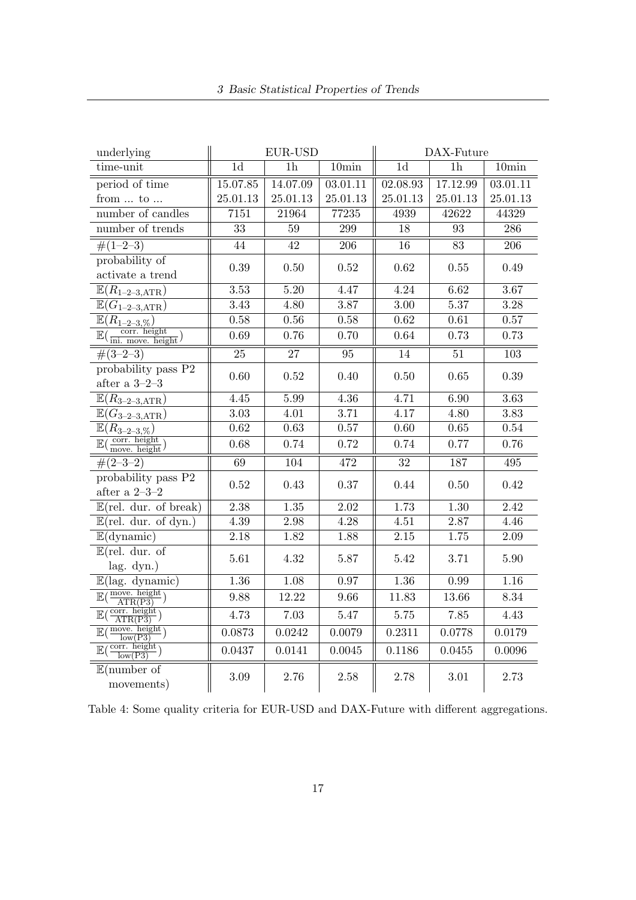| underlying | EUR-USD | | | DAX-Future | | |
|---|---|---|---|---|---|---|
| time-unit | 1d | 1h | 10min | 1d | 1h | 10min |
| period of time from ... to ... | 15.07.85 25.01.13 | 14.07.09 25.01.13 | 03.01.11 25.01.13 | 02.08.93 25.01.13 | 17.12.99 25.01.13 | 03.01.11 25.01.13 |
| number of candles | 7151 | 21964 | 77235 | 4939 | 42622 | 44329 |
| number of trends | 33 | 59 | 299 | 18 | 93 | 286 |
| #(1–2–3) | 44 | 42 | 206 | 16 | 83 | 206 |
| probability of activate a trend | 0.39 | 0.50 | 0.52 | 0.62 | 0.55 | 0.49 |
| $\mathbb{E}(R_{1\text{–}2\text{–}3,\text{ATR}})$ | 3.53 | 5.20 | 4.47 | 4.24 | 6.62 | 3.67 |
| $\mathbb{E}(G_{1\text{–}2\text{–}3,\text{ATR}})$ | 3.43 | 4.80 | 3.87 | 3.00 | 5.37 | 3.28 |
| $\mathbb{E}(R_{1\text{–}2\text{–}3,\%})$ | 0.58 | 0.56 | 0.58 | 0.62 | 0.61 | 0.57 |
| $\mathbb{E}(\frac{\text{corr. height}}{\text{ini. move. height}})$ | 0.69 | 0.76 | 0.70 | 0.64 | 0.73 | 0.73 |
| #(3–2–3) | 25 | 27 | 95 | 14 | 51 | 103 |
| probability pass P2 after a 3–2–3 | 0.60 | 0.52 | 0.40 | 0.50 | 0.65 | 0.39 |
| $\mathbb{E}(R_{3\text{–}2\text{–}3,\text{ATR}})$ | 4.45 | 5.99 | 4.36 | 4.71 | 6.90 | 3.63 |
| $\mathbb{E}(G_{3\text{–}2\text{–}3,\text{ATR}})$ | 3.03 | 4.01 | 3.71 | 4.17 | 4.80 | 3.83 |
| $\mathbb{E}(R_{3\text{–}2\text{–}3,\%})$ | 0.62 | 0.63 | 0.57 | 0.60 | 0.65 | 0.54 |
| $\mathbb{E}(\frac{\text{corr. height}}{\text{move. height}})$ | 0.68 | 0.74 | 0.72 | 0.74 | 0.77 | 0.76 |
| #(2–3–2) | 69 | 104 | 472 | 32 | 187 | 495 |
| probability pass P2 after a 2–3–2 | 0.52 | 0.43 | 0.37 | 0.44 | 0.50 | 0.42 |
| $\mathbb{E}$(rel. dur. of break) | 2.38 | 1.35 | 2.02 | 1.73 | 1.30 | 2.42 |
| $\mathbb{E}$(rel. dur. of dyn.) | 4.39 | 2.98 | 4.28 | 4.51 | 2.87 | 4.46 |
| $\mathbb{E}$(dynamic) | 2.18 | 1.82 | 1.88 | 2.15 | 1.75 | 2.09 |
| $\mathbb{E}$(rel. dur. of lag. dyn.) | 5.61 | 4.32 | 5.87 | 5.42 | 3.71 | 5.90 |
| $\mathbb{E}$(lag. dynamic) | 1.36 | 1.08 | 0.97 | 1.36 | 0.99 | 1.16 |
| $\mathbb{E}(\frac{\text{move. height}}{\text{ATR(P3)}})$ | 9.88 | 12.22 | 9.66 | 11.83 | 13.66 | 8.34 |
| $\mathbb{E}(\frac{\text{corr. height}}{\text{ATR(P3)}})$ | 4.73 | 7.03 | 5.47 | 5.75 | 7.85 | 4.43 |
| $\mathbb{E}(\frac{\text{move. height}}{\text{low(P3)}})$ | 0.0873 | 0.0242 | 0.0079 | 0.2311 | 0.0778 | 0.0179 |
| $\mathbb{E}(\frac{\text{corr. height}}{\text{low(P3)}})$ | 0.0437 | 0.0141 | 0.0045 | 0.1186 | 0.0455 | 0.0096 |
| $\mathbb{E}$(number of movements) | 3.09 | 2.76 | 2.58 | 2.78 | 3.01 | 2.73 |

Table 4: Some quality criteria for EUR-USD and DAX-Future with different aggregations.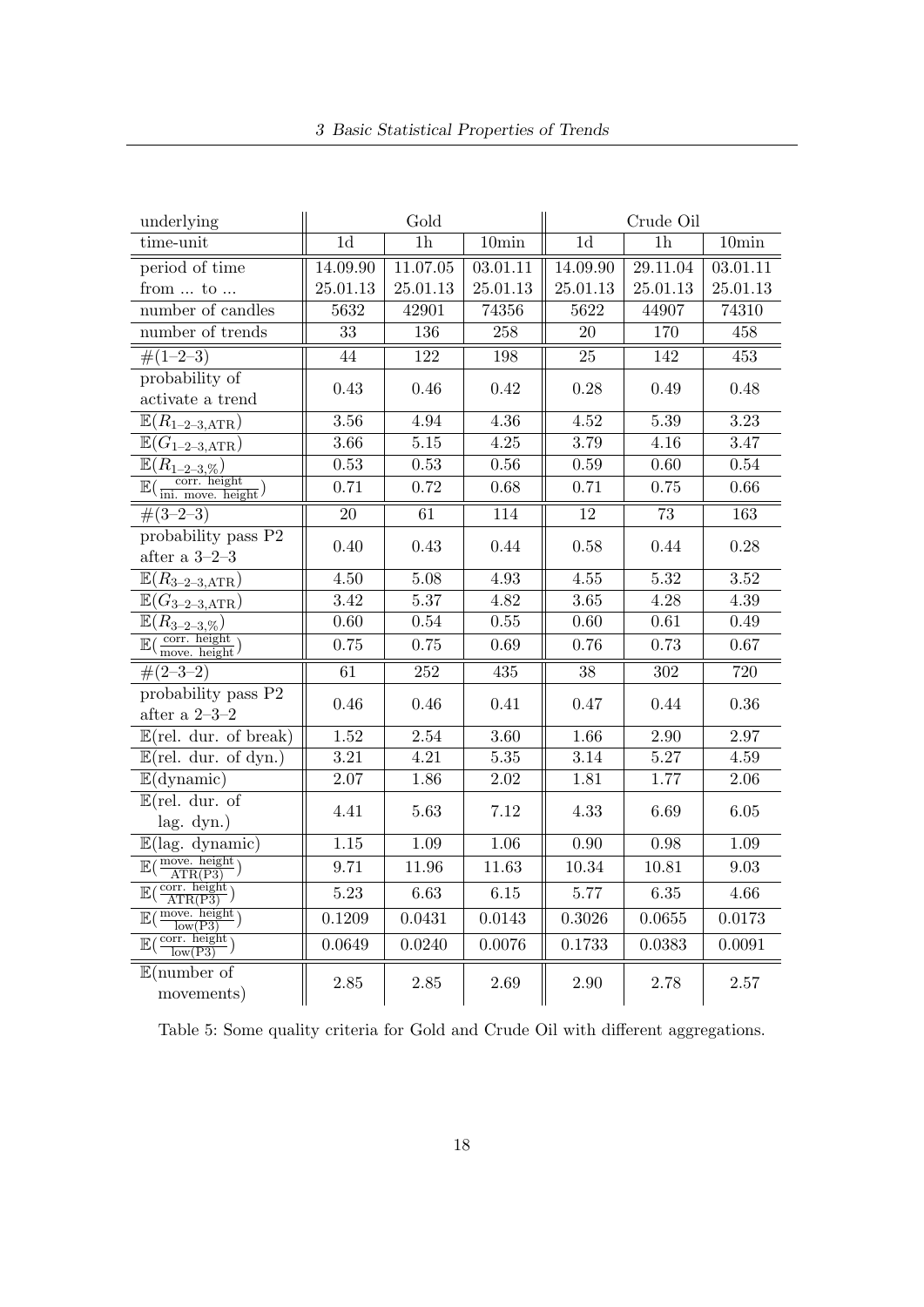| underlying | Gold | | | Crude Oil | | |
|---|---|---|---|---|---|---|
| time-unit | 1d | 1h | 10min | 1d | 1h | 10min |
| period of time from ... to ... | 14.09.90 25.01.13 | 11.07.05 25.01.13 | 03.01.11 25.01.13 | 14.09.90 25.01.13 | 29.11.04 25.01.13 | 03.01.11 25.01.13 |
| number of candles | 5632 | 42901 | 74356 | 5622 | 44907 | 74310 |
| number of trends | 33 | 136 | 258 | 20 | 170 | 458 |
| #(1–2–3) | 44 | 122 | 198 | 25 | 142 | 453 |
| probability of activate a trend | 0.43 | 0.46 | 0.42 | 0.28 | 0.49 | 0.48 |
| $\mathbb{E}(R_{1\text{–}2\text{–}3,\text{ATR}})$ | 3.56 | 4.94 | 4.36 | 4.52 | 5.39 | 3.23 |
| $\mathbb{E}(G_{1\text{–}2\text{–}3,\text{ATR}})$ | 3.66 | 5.15 | 4.25 | 3.79 | 4.16 | 3.47 |
| $\mathbb{E}(R_{1\text{–}2\text{–}3,\%})$ | 0.53 | 0.53 | 0.56 | 0.59 | 0.60 | 0.54 |
| $\mathbb{E}(\frac{\text{corr. height}}{\text{ini. move. height}})$ | 0.71 | 0.72 | 0.68 | 0.71 | 0.75 | 0.66 |
| #(3–2–3) | 20 | 61 | 114 | 12 | 73 | 163 |
| probability pass P2 after a 3–2–3 | 0.40 | 0.43 | 0.44 | 0.58 | 0.44 | 0.28 |
| $\mathbb{E}(R_{3\text{–}2\text{–}3,\text{ATR}})$ | 4.50 | 5.08 | 4.93 | 4.55 | 5.32 | 3.52 |
| $\mathbb{E}(G_{3\text{–}2\text{–}3,\text{ATR}})$ | 3.42 | 5.37 | 4.82 | 3.65 | 4.28 | 4.39 |
| $\mathbb{E}(R_{3\text{–}2\text{–}3,\%})$ | 0.60 | 0.54 | 0.55 | 0.60 | 0.61 | 0.49 |
| $\mathbb{E}(\frac{\text{corr. height}}{\text{move. height}})$ | 0.75 | 0.75 | 0.69 | 0.76 | 0.73 | 0.67 |
| #(2–3–2) | 61 | 252 | 435 | 38 | 302 | 720 |
| probability pass P2 after a 2–3–2 | 0.46 | 0.46 | 0.41 | 0.47 | 0.44 | 0.36 |
| $\mathbb{E}$(rel. dur. of break) | 1.52 | 2.54 | 3.60 | 1.66 | 2.90 | 2.97 |
| $\mathbb{E}$(rel. dur. of dyn.) | 3.21 | 4.21 | 5.35 | 3.14 | 5.27 | 4.59 |
| $\mathbb{E}$(dynamic) | 2.07 | 1.86 | 2.02 | 1.81 | 1.77 | 2.06 |
| $\mathbb{E}$(rel. dur. of lag. dyn.) | 4.41 | 5.63 | 7.12 | 4.33 | 6.69 | 6.05 |
| $\mathbb{E}$(lag. dynamic) | 1.15 | 1.09 | 1.06 | 0.90 | 0.98 | 1.09 |
| $\mathbb{E}(\frac{\text{move. height}}{\text{ATR(P3)}})$ | 9.71 | 11.96 | 11.63 | 10.34 | 10.81 | 9.03 |
| $\mathbb{E}(\frac{\text{corr. height}}{\text{ATR(P3)}})$ | 5.23 | 6.63 | 6.15 | 5.77 | 6.35 | 4.66 |
| $\mathbb{E}(\frac{\text{move. height}}{\text{low(P3)}})$ | 0.1209 | 0.0431 | 0.0143 | 0.3026 | 0.0655 | 0.0173 |
| $\mathbb{E}(\frac{\text{corr. height}}{\text{low(P3)}})$ | 0.0649 | 0.0240 | 0.0076 | 0.1733 | 0.0383 | 0.0091 |
| $\mathbb{E}$(number of movements) | 2.85 | 2.85 | 2.69 | 2.90 | 2.78 | 2.57 |

Table 5: Some quality criteria for Gold and Crude Oil with different aggregations.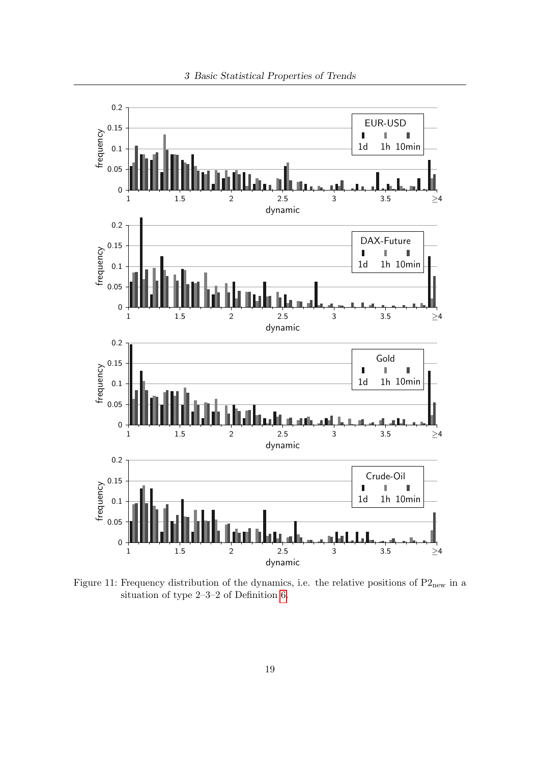Figure 11: Frequency distribution of the dynamics, i.e. the relative positions of $P2_{new}$ in a situation of type 2–3–2 of Definition 6.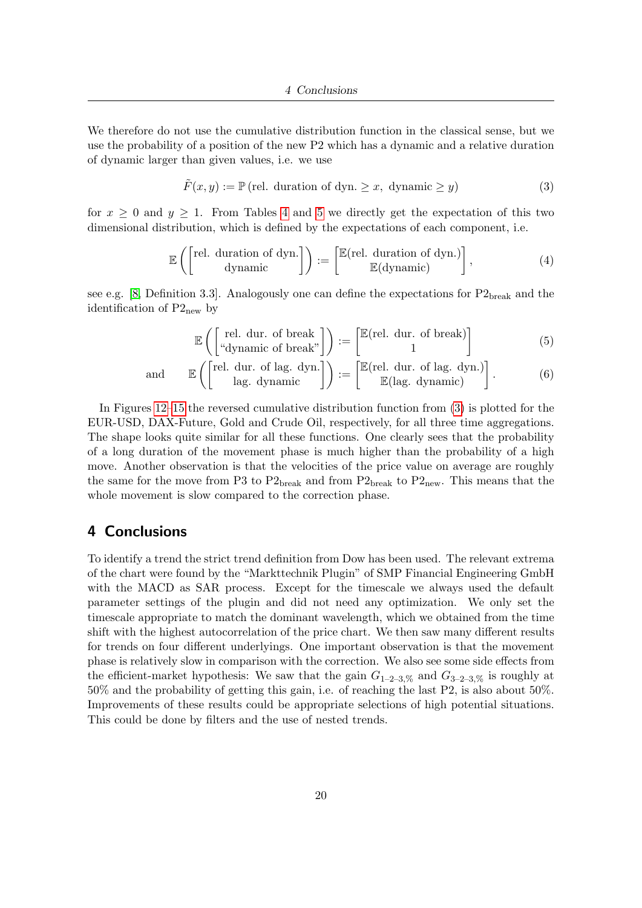We therefore do not use the cumulative distribution function in the classical sense, but we use the probability of a position of the new P2 which has a dynamic and a relative duration of dynamic larger than given values, i.e. we use

$$\tilde{F}(x, y) := \mathbb{P}\,(\text{rel. duration of dyn.} \geq x,\ \text{dynamic} \geq y) \tag{3}$$

for $x \geq 0$ and $y \geq 1$. From Tables 4 and 5 we directly get the expectation of this two dimensional distribution, which is defined by the expectations of each component, i.e.

$$\mathbb{E}\left(\begin{bmatrix}\text{rel. duration of dyn.}\\ \text{dynamic}\end{bmatrix}\right) := \begin{bmatrix}\mathbb{E}(\text{rel. duration of dyn.})\\ \mathbb{E}(\text{dynamic})\end{bmatrix}, \tag{4}$$

see e.g. [8, Definition 3.3]. Analogously one can define the expectations for $\text{P2}_{\text{break}}$ and the identification of $\text{P2}_{\text{new}}$ by

$$\mathbb{E}\left(\begin{bmatrix}\text{rel. dur. of break}\\ \text{“dynamic of break”}\end{bmatrix}\right) := \begin{bmatrix}\mathbb{E}(\text{rel. dur. of break})\\ 1\end{bmatrix} \tag{5}$$

$$\text{and} \qquad \mathbb{E}\left(\begin{bmatrix}\text{rel. dur. of lag. dyn.}\\ \text{lag. dynamic}\end{bmatrix}\right) := \begin{bmatrix}\mathbb{E}(\text{rel. dur. of lag. dyn.})\\ \mathbb{E}(\text{lag. dynamic})\end{bmatrix}. \tag{6}$$

In Figures 12–15 the reversed cumulative distribution function from (3) is plotted for the EUR-USD, DAX-Future, Gold and Crude Oil, respectively, for all three time aggregations. The shape looks quite similar for all these functions. One clearly sees that the probability of a long duration of the movement phase is much higher than the probability of a high move. Another observation is that the velocities of the price value on average are roughly the same for the move from P3 to $\text{P2}_{\text{break}}$ and from $\text{P2}_{\text{break}}$ to $\text{P2}_{\text{new}}$. This means that the whole movement is slow compared to the correction phase.

## 4 Conclusions

To identify a trend the strict trend definition from Dow has been used. The relevant extrema of the chart were found by the “Markttechnik Plugin” of SMP Financial Engineering GmbH with the MACD as SAR process. Except for the timescale we always used the default parameter settings of the plugin and did not need any optimization. We only set the timescale appropriate to match the dominant wavelength, which we obtained from the time shift with the highest autocorrelation of the price chart. We then saw many different results for trends on four different underlyings. One important observation is that the movement phase is relatively slow in comparison with the correction. We also see some side effects from the efficient-market hypothesis: We saw that the gain $G_{1\text{–}2\text{–}3,\%}$ and $G_{3\text{–}2\text{–}3,\%}$ is roughly at 50% and the probability of getting this gain, i.e. of reaching the last P2, is also about 50%. Improvements of these results could be appropriate selections of high potential situations. This could be done by filters and the use of nested trends.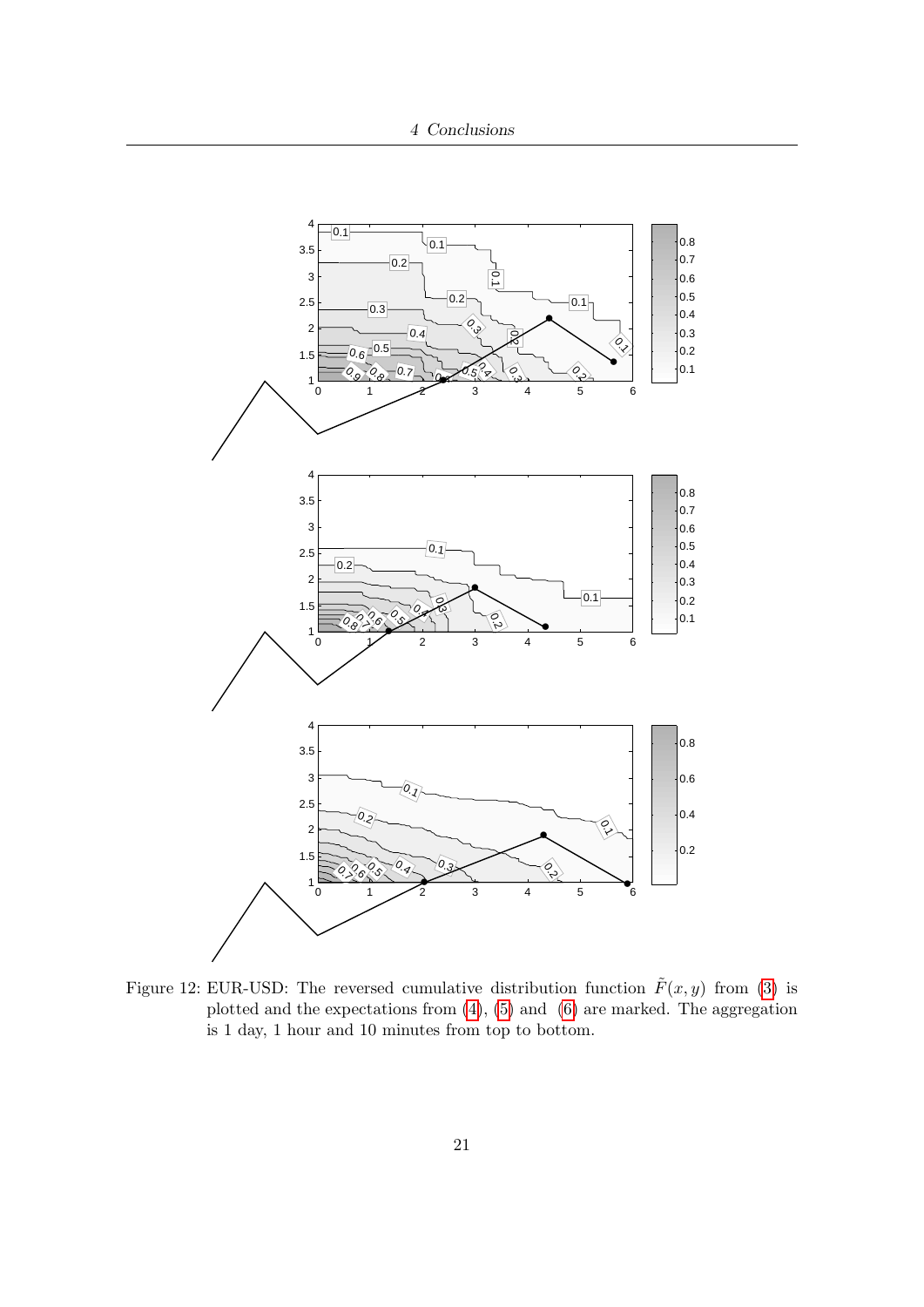Figure 12: EUR-USD: The reversed cumulative distribution function $\tilde{F}(x, y)$ from (3) is plotted and the expectations from (4), (5) and (6) are marked. The aggregation is 1 day, 1 hour and 10 minutes from top to bottom.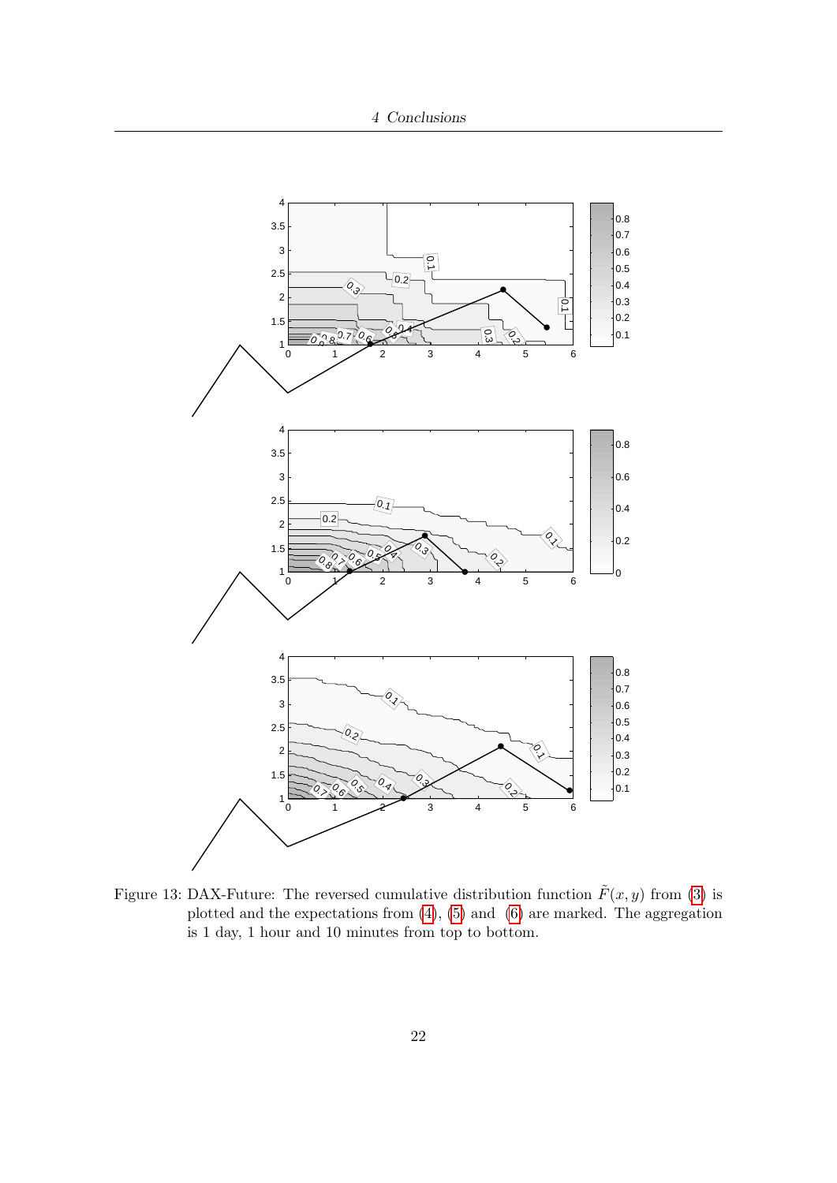Figure 13: DAX-Future: The reversed cumulative distribution function $\tilde{F}(x, y)$ from (3) is plotted and the expectations from (4), (5) and (6) are marked. The aggregation is 1 day, 1 hour and 10 minutes from top to bottom.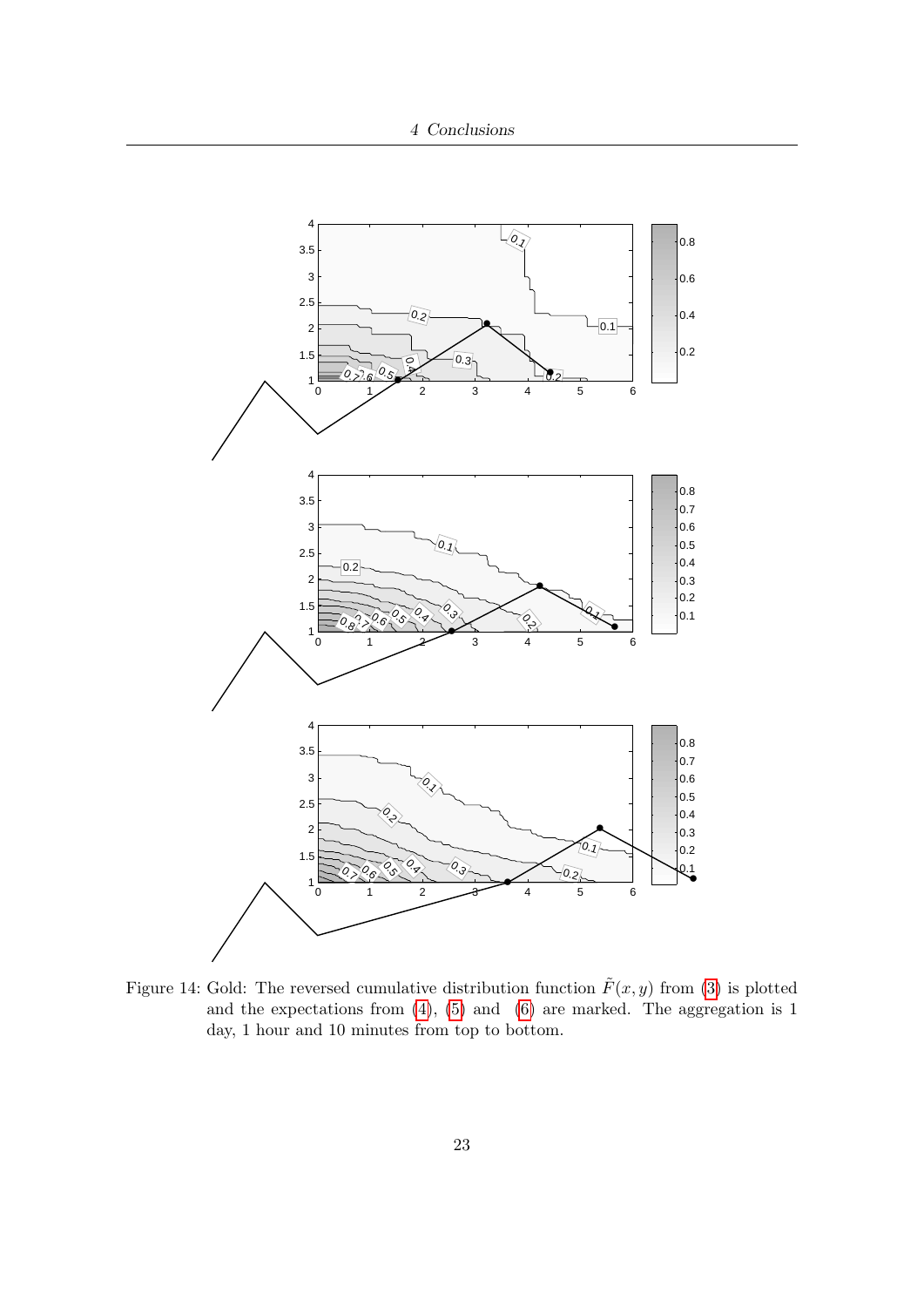Figure 14: Gold: The reversed cumulative distribution function $\tilde{F}(x, y)$ from (3) is plotted and the expectations from (4), (5) and (6) are marked. The aggregation is 1 day, 1 hour and 10 minutes from top to bottom.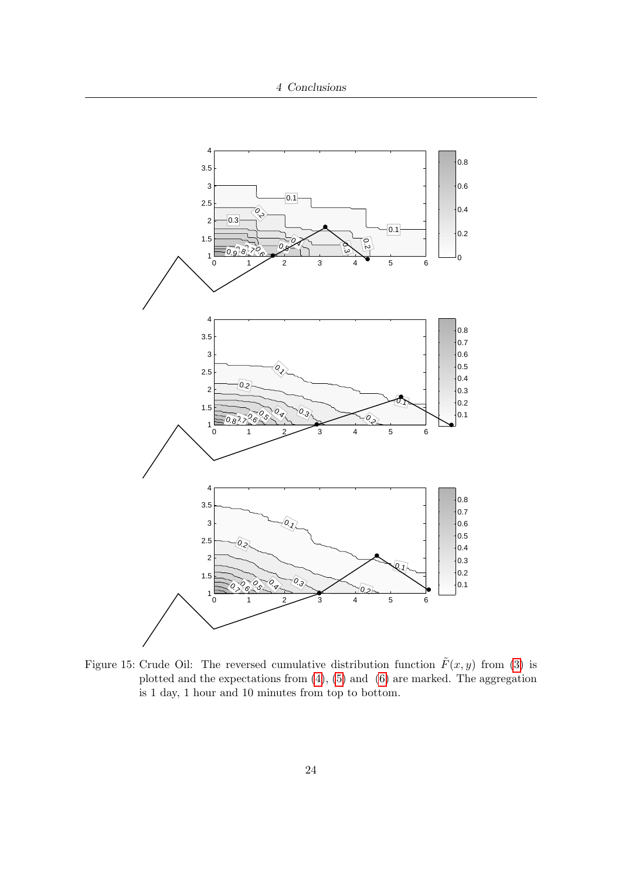Figure 15: Crude Oil: The reversed cumulative distribution function $\tilde{F}(x, y)$ from (3) is plotted and the expectations from (4), (5) and (6) are marked. The aggregation is 1 day, 1 hour and 10 minutes from top to bottom.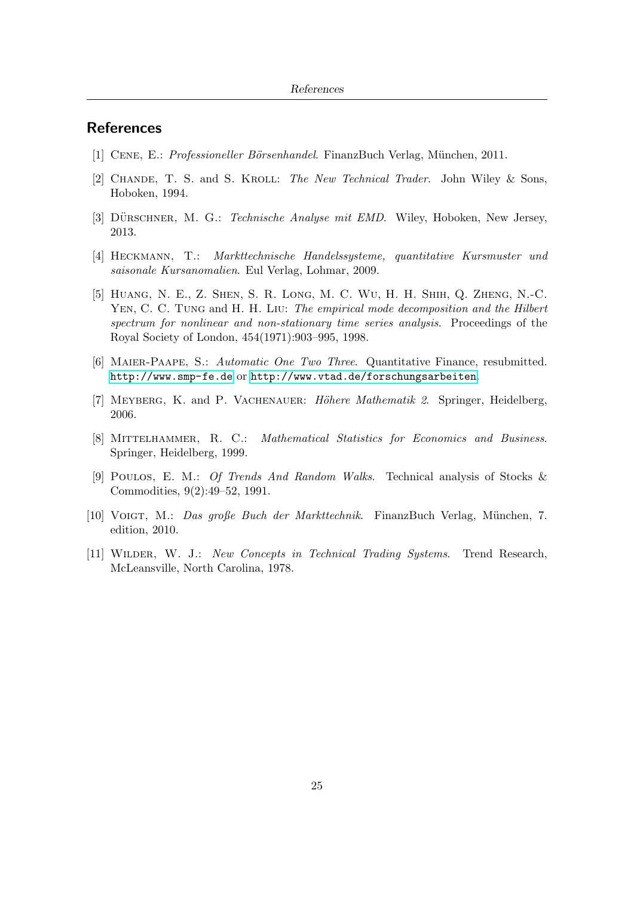## References

[1] Cene, E.: *Professioneller Börsenhandel*. FinanzBuch Verlag, München, 2011.

[2] Chande, T. S. and S. Kroll: *The New Technical Trader*. John Wiley & Sons, Hoboken, 1994.

[3] Dürschner, M. G.: *Technische Analyse mit EMD*. Wiley, Hoboken, New Jersey, 2013.

[4] Heckmann, T.: *Markttechnische Handelssysteme, quantitative Kursmuster und saisonale Kursanomalien*. Eul Verlag, Lohmar, 2009.

[5] Huang, N. E., Z. Shen, S. R. Long, M. C. Wu, H. H. Shih, Q. Zheng, N.-C. Yen, C. C. Tung and H. H. Liu: *The empirical mode decomposition and the Hilbert spectrum for nonlinear and non-stationary time series analysis*. Proceedings of the Royal Society of London, 454(1971):903–995, 1998.

[6] Maier-Paape, S.: *Automatic One Two Three*. Quantitative Finance, resubmitted. http://www.smp-fe.de or http://www.vtad.de/forschungsarbeiten.

[7] Meyberg, K. and P. Vachenauer: *Höhere Mathematik 2*. Springer, Heidelberg, 2006.

[8] Mittelhammer, R. C.: *Mathematical Statistics for Economics and Business*. Springer, Heidelberg, 1999.

[9] Poulos, E. M.: *Of Trends And Random Walks*. Technical analysis of Stocks & Commodities, 9(2):49–52, 1991.

[10] Voigt, M.: *Das große Buch der Markttechnik*. FinanzBuch Verlag, München, 7. edition, 2010.

[11] Wilder, W. J.: *New Concepts in Technical Trading Systems*. Trend Research, McLeansville, North Carolina, 1978.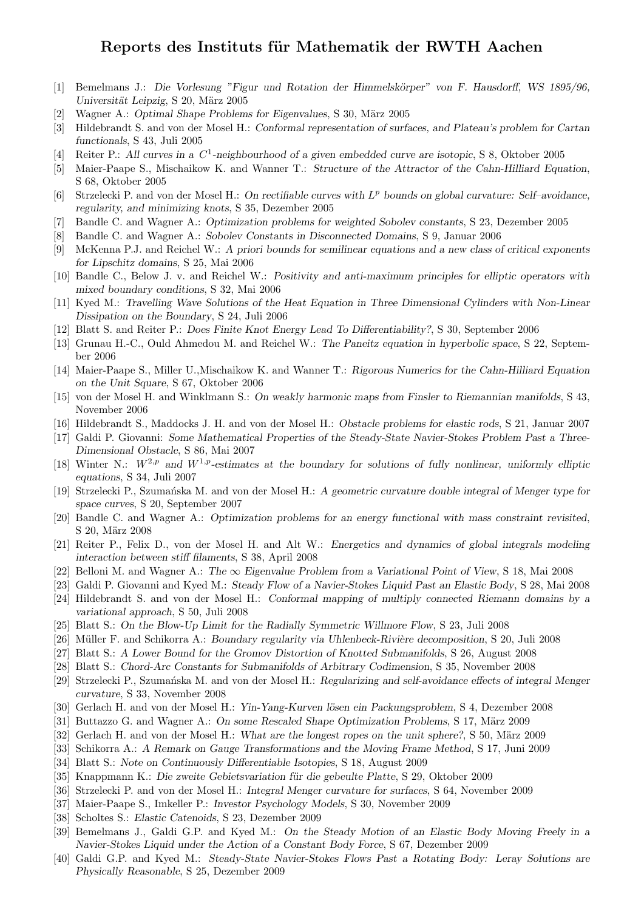# Reports des Instituts für Mathematik der RWTH Aachen

[1] Bemelmans J.: *Die Vorlesung "Figur und Rotation der Himmelskörper" von F. Hausdorff, WS 1895/96, Universität Leipzig*, S 20, März 2005

[2] Wagner A.: *Optimal Shape Problems for Eigenvalues*, S 30, März 2005

[3] Hildebrandt S. and von der Mosel H.: *Conformal representation of surfaces, and Plateau's problem for Cartan functionals*, S 43, Juli 2005

[4] Reiter P.: *All curves in a $C^1$-neighbourhood of a given embedded curve are isotopic*, S 8, Oktober 2005

[5] Maier-Paape S., Mischaikow K. and Wanner T.: *Structure of the Attractor of the Cahn-Hilliard Equation*, S 68, Oktober 2005

[6] Strzelecki P. and von der Mosel H.: *On rectifiable curves with $L^p$ bounds on global curvature: Self–avoidance, regularity, and minimizing knots*, S 35, Dezember 2005

[7] Bandle C. and Wagner A.: *Optimization problems for weighted Sobolev constants*, S 23, Dezember 2005

[8] Bandle C. and Wagner A.: *Sobolev Constants in Disconnected Domains*, S 9, Januar 2006

[9] McKenna P.J. and Reichel W.: *A priori bounds for semilinear equations and a new class of critical exponents for Lipschitz domains*, S 25, Mai 2006

[10] Bandle C., Below J. v. and Reichel W.: *Positivity and anti-maximum principles for elliptic operators with mixed boundary conditions*, S 32, Mai 2006

[11] Kyed M.: *Travelling Wave Solutions of the Heat Equation in Three Dimensional Cylinders with Non-Linear Dissipation on the Boundary*, S 24, Juli 2006

[12] Blatt S. and Reiter P.: *Does Finite Knot Energy Lead To Differentiability?*, S 30, September 2006

[13] Grunau H.-C., Ould Ahmedou M. and Reichel W.: *The Paneitz equation in hyperbolic space*, S 22, September 2006

[14] Maier-Paape S., Miller U.,Mischaikow K. and Wanner T.: *Rigorous Numerics for the Cahn-Hilliard Equation on the Unit Square*, S 67, Oktober 2006

[15] von der Mosel H. and Winklmann S.: *On weakly harmonic maps from Finsler to Riemannian manifolds*, S 43, November 2006

[16] Hildebrandt S., Maddocks J. H. and von der Mosel H.: *Obstacle problems for elastic rods*, S 21, Januar 2007

[17] Galdi P. Giovanni: *Some Mathematical Properties of the Steady-State Navier-Stokes Problem Past a Three-Dimensional Obstacle*, S 86, Mai 2007

[18] Winter N.: *$W^{2,p}$ and $W^{1,p}$-estimates at the boundary for solutions of fully nonlinear, uniformly elliptic equations*, S 34, Juli 2007

[19] Strzelecki P., Szumańska M. and von der Mosel H.: *A geometric curvature double integral of Menger type for space curves*, S 20, September 2007

[20] Bandle C. and Wagner A.: *Optimization problems for an energy functional with mass constraint revisited*, S 20, März 2008

[21] Reiter P., Felix D., von der Mosel H. and Alt W.: *Energetics and dynamics of global integrals modeling interaction between stiff filaments*, S 38, April 2008

[22] Belloni M. and Wagner A.: *The $\infty$ Eigenvalue Problem from a Variational Point of View*, S 18, Mai 2008

[23] Galdi P. Giovanni and Kyed M.: *Steady Flow of a Navier-Stokes Liquid Past an Elastic Body*, S 28, Mai 2008

[24] Hildebrandt S. and von der Mosel H.: *Conformal mapping of multiply connected Riemann domains by a variational approach*, S 50, Juli 2008

[25] Blatt S.: *On the Blow-Up Limit for the Radially Symmetric Willmore Flow*, S 23, Juli 2008

[26] Müller F. and Schikorra A.: *Boundary regularity via Uhlenbeck-Rivière decomposition*, S 20, Juli 2008

[27] Blatt S.: *A Lower Bound for the Gromov Distortion of Knotted Submanifolds*, S 26, August 2008

[28] Blatt S.: *Chord-Arc Constants for Submanifolds of Arbitrary Codimension*, S 35, November 2008

[29] Strzelecki P., Szumańska M. and von der Mosel H.: *Regularizing and self-avoidance effects of integral Menger curvature*, S 33, November 2008

[30] Gerlach H. and von der Mosel H.: *Yin-Yang-Kurven lösen ein Packungsproblem*, S 4, Dezember 2008

[31] Buttazzo G. and Wagner A.: *On some Rescaled Shape Optimization Problems*, S 17, März 2009

[32] Gerlach H. and von der Mosel H.: *What are the longest ropes on the unit sphere?*, S 50, März 2009

[33] Schikorra A.: *A Remark on Gauge Transformations and the Moving Frame Method*, S 17, Juni 2009

[34] Blatt S.: *Note on Continuously Differentiable Isotopies*, S 18, August 2009

[35] Knappmann K.: *Die zweite Gebietsvariation für die gebeulte Platte*, S 29, Oktober 2009

[36] Strzelecki P. and von der Mosel H.: *Integral Menger curvature for surfaces*, S 64, November 2009

[37] Maier-Paape S., Imkeller P.: *Investor Psychology Models*, S 30, November 2009

[38] Scholtes S.: *Elastic Catenoids*, S 23, Dezember 2009

[39] Bemelmans J., Galdi G.P. and Kyed M.: *On the Steady Motion of an Elastic Body Moving Freely in a Navier-Stokes Liquid under the Action of a Constant Body Force*, S 67, Dezember 2009

[40] Galdi G.P. and Kyed M.: *Steady-State Navier-Stokes Flows Past a Rotating Body: Leray Solutions are Physically Reasonable*, S 25, Dezember 2009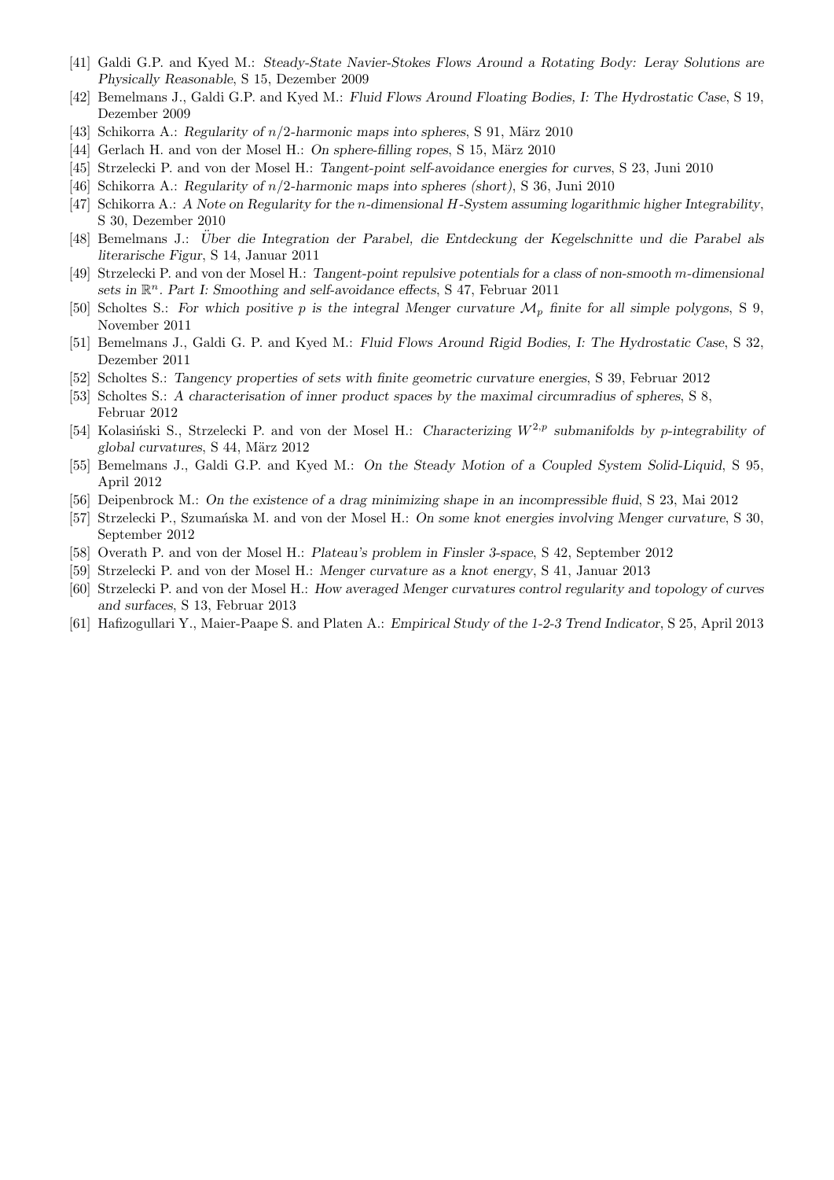[41] Galdi G.P. and Kyed M.: *Steady-State Navier-Stokes Flows Around a Rotating Body: Leray Solutions are Physically Reasonable*, S 15, Dezember 2009

[42] Bemelmans J., Galdi G.P. and Kyed M.: *Fluid Flows Around Floating Bodies, I: The Hydrostatic Case*, S 19, Dezember 2009

[43] Schikorra A.: *Regularity of $n/2$-harmonic maps into spheres*, S 91, März 2010

[44] Gerlach H. and von der Mosel H.: *On sphere-filling ropes*, S 15, März 2010

[45] Strzelecki P. and von der Mosel H.: *Tangent-point self-avoidance energies for curves*, S 23, Juni 2010

[46] Schikorra A.: *Regularity of $n/2$-harmonic maps into spheres (short)*, S 36, Juni 2010

[47] Schikorra A.: *A Note on Regularity for the $n$-dimensional $H$-System assuming logarithmic higher Integrability*, S 30, Dezember 2010

[48] Bemelmans J.: *Über die Integration der Parabel, die Entdeckung der Kegelschnitte und die Parabel als literarische Figur*, S 14, Januar 2011

[49] Strzelecki P. and von der Mosel H.: *Tangent-point repulsive potentials for a class of non-smooth $m$-dimensional sets in $\mathbb{R}^n$. Part I: Smoothing and self-avoidance effects*, S 47, Februar 2011

[50] Scholtes S.: *For which positive $p$ is the integral Menger curvature $\mathcal{M}_p$ finite for all simple polygons*, S 9, November 2011

[51] Bemelmans J., Galdi G. P. and Kyed M.: *Fluid Flows Around Rigid Bodies, I: The Hydrostatic Case*, S 32, Dezember 2011

[52] Scholtes S.: *Tangency properties of sets with finite geometric curvature energies*, S 39, Februar 2012

[53] Scholtes S.: *A characterisation of inner product spaces by the maximal circumradius of spheres*, S 8, Februar 2012

[54] Kolasiński S., Strzelecki P. and von der Mosel H.: *Characterizing $W^{2,p}$ submanifolds by $p$-integrability of global curvatures*, S 44, März 2012

[55] Bemelmans J., Galdi G.P. and Kyed M.: *On the Steady Motion of a Coupled System Solid-Liquid*, S 95, April 2012

[56] Deipenbrock M.: *On the existence of a drag minimizing shape in an incompressible fluid*, S 23, Mai 2012

[57] Strzelecki P., Szumańska M. and von der Mosel H.: *On some knot energies involving Menger curvature*, S 30, September 2012

[58] Overath P. and von der Mosel H.: *Plateau's problem in Finsler 3-space*, S 42, September 2012

[59] Strzelecki P. and von der Mosel H.: *Menger curvature as a knot energy*, S 41, Januar 2013

[60] Strzelecki P. and von der Mosel H.: *How averaged Menger curvatures control regularity and topology of curves and surfaces*, S 13, Februar 2013

[61] Hafizogullari Y., Maier-Paape S. and Platen A.: *Empirical Study of the 1-2-3 Trend Indicator*, S 25, April 2013